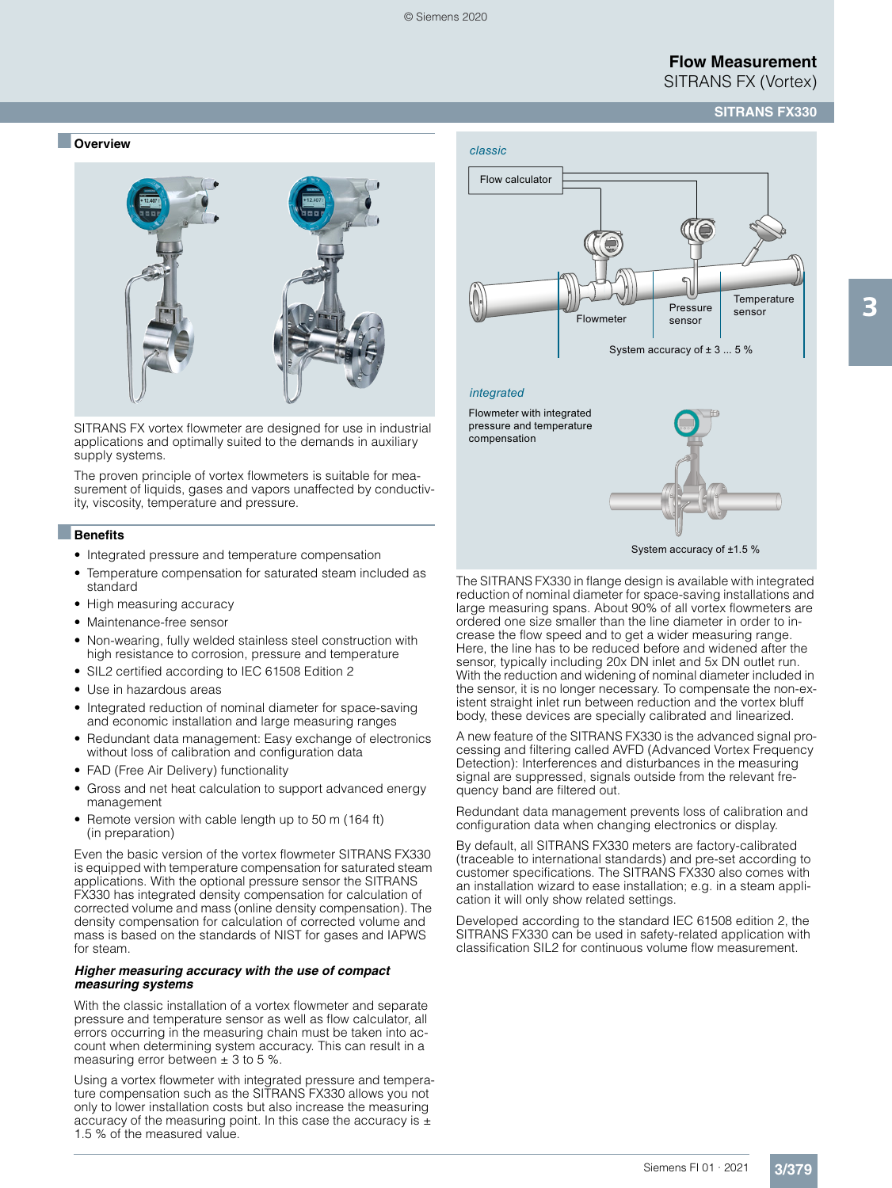# Flow Measurement

## SITRANS FX (Vortex)

### SITRANS FX330

## Overview

SITRANS FX vortex flowmeter are designed for use in industrial applications and optimally suited to the demands in auxiliary supply systems.

The proven principle of vortex flowmeters is suitable for measurement of liquids, gases and vapors unaffected by conductivity, viscosity, temperature and pressure.

## Benefits

- Integrated pressure and temperature compensation
- Temperature compensation for saturated steam included as standard
- High measuring accuracy
- Maintenance-free sensor
- Non-wearing, fully welded stainless steel construction with high resistance to corrosion, pressure and temperature
- SIL2 certified according to IEC 61508 Edition 2
- Use in hazardous areas
- Integrated reduction of nominal diameter for space-saving and economic installation and large measuring ranges
- Redundant data management: Easy exchange of electronics without loss of calibration and configuration data
- FAD (Free Air Delivery) functionality
- Gross and net heat calculation to support advanced energy management
- Remote version with cable length up to 50 m (164 ft) (in preparation)

Even the basic version of the vortex flowmeter SITRANS FX330 is equipped with temperature compensation for saturated steam applications. With the optional pressure sensor the SITRANS FX330 has integrated density compensation for calculation of corrected volume and mass (online density compensation). The density compensation for calculation of corrected volume and mass is based on the standards of NIST for gases and IAPWS for steam.

***Higher measuring accuracy with the use of compact measuring systems***

With the classic installation of a vortex flowmeter and separate pressure and temperature sensor as well as flow calculator, all errors occurring in the measuring chain must be taken into account when determining system accuracy. This can result in a measuring error between ± 3 to 5 %.

Using a vortex flowmeter with integrated pressure and temperature compensation such as the SITRANS FX330 allows you not only to lower installation costs but also increase the measuring accuracy of the measuring point. In this case the accuracy is ± 1.5 % of the measured value.

*classic*

Flow calculator

Flowmeter

Pressure sensor

Temperature sensor

System accuracy of ± 3 ... 5 %

*integrated*

Flowmeter with integrated pressure and temperature compensation

System accuracy of ±1.5 %

The SITRANS FX330 in flange design is available with integrated reduction of nominal diameter for space-saving installations and large measuring spans. About 90% of all vortex flowmeters are ordered one size smaller than the line diameter in order to increase the flow speed and to get a wider measuring range. Here, the line has to be reduced before and widened after the sensor, typically including 20x DN inlet and 5x DN outlet run. With the reduction and widening of nominal diameter included in the sensor, it is no longer necessary. To compensate the non-existent straight inlet run between reduction and the vortex bluff body, these devices are specially calibrated and linearized.

A new feature of the SITRANS FX330 is the advanced signal processing and filtering called AVFD (Advanced Vortex Frequency Detection): Interferences and disturbances in the measuring signal are suppressed, signals outside from the relevant frequency band are filtered out.

Redundant data management prevents loss of calibration and configuration data when changing electronics or display.

By default, all SITRANS FX330 meters are factory-calibrated (traceable to international standards) and pre-set according to customer specifications. The SITRANS FX330 also comes with an installation wizard to ease installation; e.g. in a steam application it will only show related settings.

Developed according to the standard IEC 61508 edition 2, the SITRANS FX330 can be used in safety-related application with classification SIL2 for continuous volume flow measurement.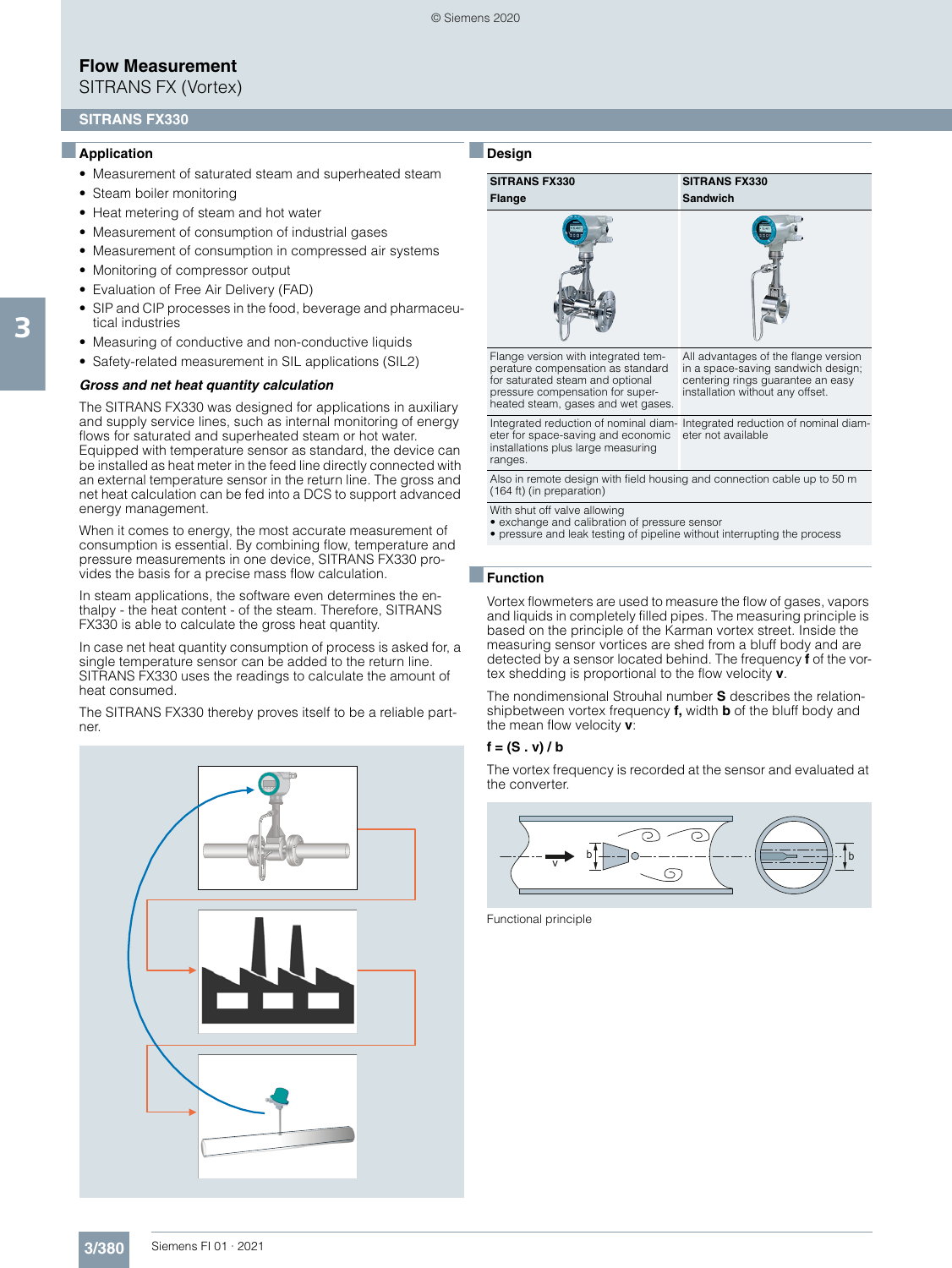# Flow Measurement

SITRANS FX (Vortex)

## SITRANS FX330

### Application

- Measurement of saturated steam and superheated steam
- Steam boiler monitoring
- Heat metering of steam and hot water
- Measurement of consumption of industrial gases
- Measurement of consumption in compressed air systems
- Monitoring of compressor output
- Evaluation of Free Air Delivery (FAD)
- SIP and CIP processes in the food, beverage and pharmaceutical industries
- Measuring of conductive and non-conductive liquids
- Safety-related measurement in SIL applications (SIL2)

#### *Gross and net heat quantity calculation*

The SITRANS FX330 was designed for applications in auxiliary and supply service lines, such as internal monitoring of energy flows for saturated and superheated steam or hot water. Equipped with temperature sensor as standard, the device can be installed as heat meter in the feed line directly connected with an external temperature sensor in the return line. The gross and net heat calculation can be fed into a DCS to support advanced energy management.

When it comes to energy, the most accurate measurement of consumption is essential. By combining flow, temperature and pressure measurements in one device, SITRANS FX330 provides the basis for a precise mass flow calculation.

In steam applications, the software even determines the enthalpy - the heat content - of the steam. Therefore, SITRANS FX330 is able to calculate the gross heat quantity.

In case net heat quantity consumption of process is asked for, a single temperature sensor can be added to the return line. SITRANS FX330 uses the readings to calculate the amount of heat consumed.

The SITRANS FX330 thereby proves itself to be a reliable partner.

### Design

| SITRANS FX330 Flange | SITRANS FX330 Sandwich |
|---|---|
| Flange version with integrated temperature compensation as standard for saturated steam and optional pressure compensation for superheated steam, gases and wet gases. | All advantages of the flange version in a space-saving sandwich design; centering rings guarantee an easy installation without any offset. |
| Integrated reduction of nominal diameter for space-saving and economic installations plus large measuring ranges. | Integrated reduction of nominal diameter not available |
| Also in remote design with field housing and connection cable up to 50 m (164 ft) (in preparation) | |
| With shut off valve allowing<br>• exchange and calibration of pressure sensor<br>• pressure and leak testing of pipeline without interrupting the process | |

### Function

Vortex flowmeters are used to measure the flow of gases, vapors and liquids in completely filled pipes. The measuring principle is based on the principle of the Karman vortex street. Inside the measuring sensor vortices are shed from a bluff body and are detected by a sensor located behind. The frequency **f** of the vortex shedding is proportional to the flow velocity **v**.

The nondimensional Strouhal number **S** describes the relationshipbetween vortex frequency **f,** width **b** of the bluff body and the mean flow velocity **v**:

$$f = (S \cdot v) / b$$

The vortex frequency is recorded at the sensor and evaluated at the converter.

Functional principle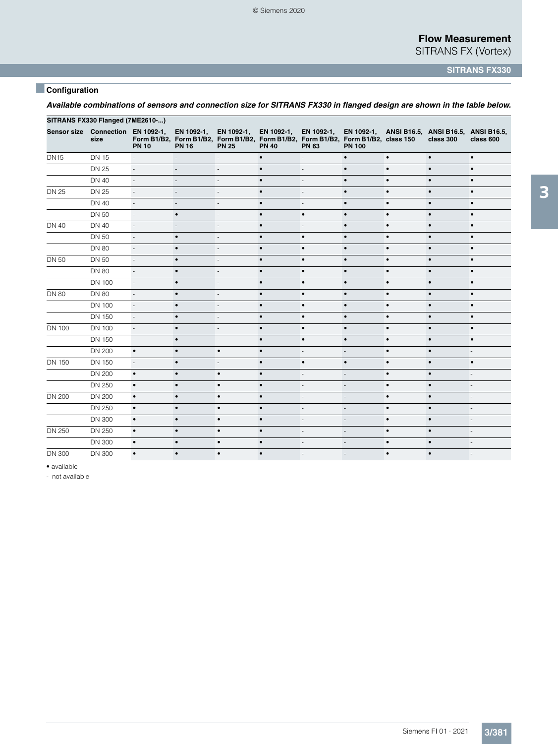## Configuration

***Available combinations of sensors and connection size for SITRANS FX330 in flanged design are shown in the table below.***

| SITRANS FX330 Flanged (7ME2610-...) | | | | | | | | | | |
|---|---|---|---|---|---|---|---|---|---|---|
| **Sensor size** | **Connection size** | **EN 1092-1, Form B1/B2, PN 10** | **EN 1092-1, Form B1/B2, PN 16** | **EN 1092-1, Form B1/B2, PN 25** | **EN 1092-1, Form B1/B2, PN 40** | **EN 1092-1, Form B1/B2, PN 63** | **EN 1092-1, Form B1/B2, PN 100** | **ANSI B16.5, class 150** | **ANSI B16.5, class 300** | **ANSI B16.5, class 600** |
| DN15 | DN 15 | - | - | - | • | - | • | • | • | • |
| | DN 25 | - | - | - | • | - | • | • | • | • |
| | DN 40 | - | - | - | • | - | • | • | • | • |
| DN 25 | DN 25 | - | - | - | • | - | • | • | • | • |
| | DN 40 | - | - | - | • | - | • | • | • | • |
| | DN 50 | - | • | - | • | • | • | • | • | • |
| DN 40 | DN 40 | - | - | - | • | - | • | • | • | • |
| | DN 50 | - | • | - | • | • | • | • | • | • |
| | DN 80 | - | • | - | • | • | • | • | • | • |
| DN 50 | DN 50 | - | • | - | • | • | • | • | • | • |
| | DN 80 | - | • | - | • | • | • | • | • | • |
| | DN 100 | - | • | - | • | • | • | • | • | • |
| DN 80 | DN 80 | - | • | - | • | • | • | • | • | • |
| | DN 100 | - | • | - | • | • | • | • | • | • |
| | DN 150 | - | • | - | • | • | • | • | • | • |
| DN 100 | DN 100 | - | • | - | • | • | • | • | • | • |
| | DN 150 | - | • | - | • | • | • | • | • | • |
| | DN 200 | • | • | • | • | - | - | • | • | - |
| DN 150 | DN 150 | - | • | - | • | • | • | • | • | • |
| | DN 200 | • | • | • | • | - | - | • | • | - |
| | DN 250 | • | • | • | • | - | - | • | • | - |
| DN 200 | DN 200 | • | • | • | • | - | - | • | • | - |
| | DN 250 | • | • | • | • | - | - | • | • | - |
| | DN 300 | • | • | • | • | - | - | • | • | - |
| DN 250 | DN 250 | • | • | • | • | - | - | • | • | - |
| | DN 300 | • | • | • | • | - | - | • | • | - |
| DN 300 | DN 300 | • | • | • | • | - | - | • | • | - |

• available

\- not available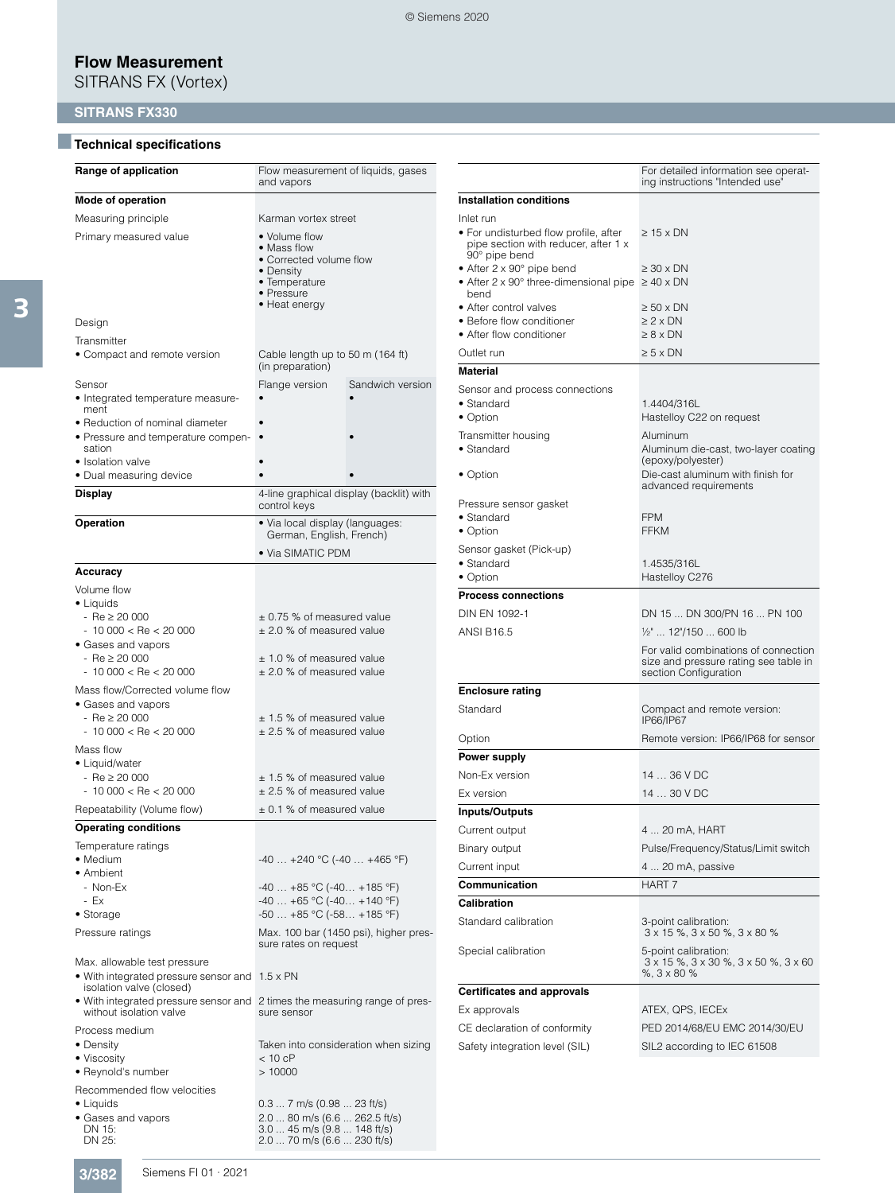# Flow Measurement

SITRANS FX (Vortex)

## SITRANS FX330

### Technical specifications

| | | |
|---|---|---|
| **Range of application** | Flow measurement of liquids, gases and vapors | |
| **Mode of operation** | | |
| Measuring principle | Karman vortex street | |
| Primary measured value | • Volume flow<br>• Mass flow<br>• Corrected volume flow<br>• Density<br>• Temperature<br>• Pressure<br>• Heat energy | |
| Design | | |
| Transmitter | | |
| • Compact and remote version | Cable length up to 50 m (164 ft) (in preparation) | |
| Sensor | Flange version | Sandwich version |
| • Integrated temperature measurement | • | • |
| • Reduction of nominal diameter | • | |
| • Pressure and temperature compensation | • | • |
| • Isolation valve | • | |
| • Dual measuring device | • | • |
| **Display** | 4-line graphical display (backlit) with control keys | |
| **Operation** | • Via local display (languages: German, English, French)<br>• Via SIMATIC PDM | |
| **Accuracy** | | |
| Volume flow | | |
| • Liquids | | |
| - Re ≥ 20 000 | ± 0.75 % of measured value | |
| - 10 000 < Re < 20 000 | ± 2.0 % of measured value | |
| • Gases and vapors | | |
| - Re ≥ 20 000 | ± 1.0 % of measured value | |
| - 10 000 < Re < 20 000 | ± 2.0 % of measured value | |
| Mass flow/Corrected volume flow | | |
| • Gases and vapors | | |
| - Re ≥ 20 000 | ± 1.5 % of measured value | |
| - 10 000 < Re < 20 000 | ± 2.5 % of measured value | |
| Mass flow | | |
| • Liquid/water | | |
| - Re ≥ 20 000 | ± 1.5 % of measured value | |
| - 10 000 < Re < 20 000 | ± 2.5 % of measured value | |
| Repeatability (Volume flow) | ± 0.1 % of measured value | |
| **Operating conditions** | | |
| Temperature ratings | | |
| • Medium | -40 … +240 °C (-40 … +465 °F) | |
| • Ambient | | |
| - Non-Ex | -40 … +85 °C (-40… +185 °F) | |
| - Ex | -40 … +65 °C (-40… +140 °F) | |
| • Storage | -50 … +85 °C (-58… +185 °F) | |
| Pressure ratings | Max. 100 bar (1450 psi), higher pressure rates on request | |
| Max. allowable test pressure | | |
| • With integrated pressure sensor and isolation valve (closed) | 1.5 x PN | |
| • With integrated pressure sensor and without isolation valve | 2 times the measuring range of pressure sensor | |
| Process medium | | |
| • Density | Taken into consideration when sizing | |
| • Viscosity | < 10 cP | |
| • Reynold's number | > 10000 | |
| Recommended flow velocities | | |
| • Liquids | 0.3 ... 7 m/s (0.98 ... 23 ft/s) | |
| • Gases and vapors | 2.0 ... 80 m/s (6.6 ... 262.5 ft/s) | |
| DN 15: | 3.0 ... 45 m/s (9.8 ... 148 ft/s) | |
| DN 25: | 2.0 ... 70 m/s (6.6 ... 230 ft/s) | |

| | |
|---|---|
| | For detailed information see operating instructions "Intended use" |
| **Installation conditions** | |
| Inlet run | |
| • For undisturbed flow profile, after pipe section with reducer, after 1 x 90° pipe bend | ≥ 15 x DN |
| • After 2 x 90° pipe bend | ≥ 30 x DN |
| • After 2 x 90° three-dimensional pipe bend | ≥ 40 x DN |
| • After control valves | ≥ 50 x DN |
| • Before flow conditioner | ≥ 2 x DN |
| • After flow conditioner | ≥ 8 x DN |
| Outlet run | ≥ 5 x DN |
| **Material** | |
| Sensor and process connections | |
| • Standard | 1.4404/316L |
| • Option | Hastelloy C22 on request |
| Transmitter housing | Aluminum |
| • Standard | Aluminum die-cast, two-layer coating (epoxy/polyester) |
| • Option | Die-cast aluminum with finish for advanced requirements |
| Pressure sensor gasket | |
| • Standard | FPM |
| • Option | FFKM |
| Sensor gasket (Pick-up) | |
| • Standard | 1.4535/316L |
| • Option | Hastelloy C276 |
| **Process connections** | |
| DIN EN 1092-1 | DN 15 ... DN 300/PN 16 ... PN 100 |
| ANSI B16.5 | ½" ... 12"/150 ... 600 lb |
| | For valid combinations of connection size and pressure rating see table in section Configuration |
| **Enclosure rating** | |
| Standard | Compact and remote version: IP66/IP67 |
| Option | Remote version: IP66/IP68 for sensor |
| **Power supply** | |
| Non-Ex version | 14 … 36 V DC |
| Ex version | 14 … 30 V DC |
| **Inputs/Outputs** | |
| Current output | 4 ... 20 mA, HART |
| Binary output | Pulse/Frequency/Status/Limit switch |
| Current input | 4 ... 20 mA, passive |
| **Communication** | HART 7 |
| **Calibration** | |
| Standard calibration | 3-point calibration: 3 x 15 %, 3 x 50 %, 3 x 80 % |
| Special calibration | 5-point calibration: 3 x 15 %, 3 x 30 %, 3 x 50 %, 3 x 60 %, 3 x 80 % |
| **Certificates and approvals** | |
| Ex approvals | ATEX, QPS, IECEx |
| CE declaration of conformity | PED 2014/68/EU EMC 2014/30/EU |
| Safety integration level (SIL) | SIL2 according to IEC 61508 |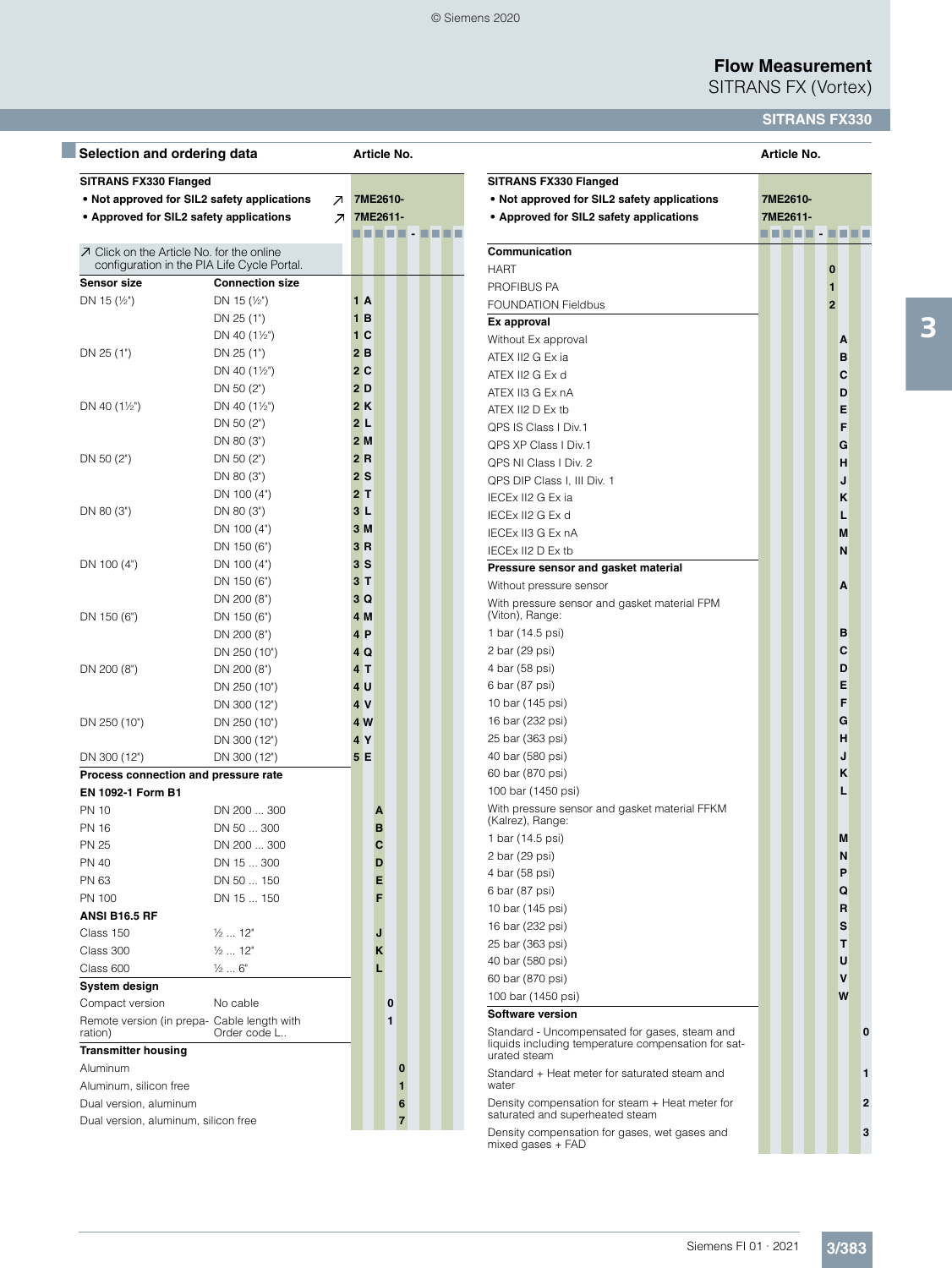## Selection and ordering data

| SITRANS FX330 Flanged | | Article No. |
|---|---|---|
| • Not approved for SIL2 safety applications | ↗ | 7ME2610- |
| • Approved for SIL2 safety applications | ↗ | 7ME2611- |
| | | ■■■■■ - ■■■■ |

↗ Click on the Article No. for the online configuration in the PIA Life Cycle Portal.

| Sensor size | Connection size | |
|---|---|---|
| DN 15 (½") | DN 15 (½") | 1 A |
| | DN 25 (1") | 1 B |
| | DN 40 (1½") | 1 C |
| DN 25 (1") | DN 25 (1") | 2 B |
| | DN 40 (1½") | 2 C |
| | DN 50 (2") | 2 D |
| DN 40 (1½") | DN 40 (1½") | 2 K |
| | DN 50 (2") | 2 L |
| | DN 80 (3") | 2 M |
| DN 50 (2") | DN 50 (2") | 2 R |
| | DN 80 (3") | 2 S |
| | DN 100 (4") | 2 T |
| DN 80 (3") | DN 80 (3") | 3 L |
| | DN 100 (4") | 3 M |
| | DN 150 (6") | 3 R |
| DN 100 (4") | DN 100 (4") | 3 S |
| | DN 150 (6") | 3 T |
| | DN 200 (8") | 3 Q |
| DN 150 (6") | DN 150 (6") | 4 M |
| | DN 200 (8") | 4 P |
| | DN 250 (10") | 4 Q |
| DN 200 (8") | DN 200 (8") | 4 T |
| | DN 250 (10") | 4 U |
| | DN 300 (12") | 4 V |
| DN 250 (10") | DN 250 (10") | 4 W |
| | DN 300 (12") | 4 Y |
| DN 300 (12") | DN 300 (12") | 5 E |
| **Process connection and pressure rate** | | |
| **EN 1092-1 Form B1** | | |
| PN 10 | DN 200 ... 300 | A |
| PN 16 | DN 50 ... 300 | B |
| PN 25 | DN 200 ... 300 | C |
| PN 40 | DN 15 ... 300 | D |
| PN 63 | DN 50 ... 150 | E |
| PN 100 | DN 15 ... 150 | F |
| **ANSI B16.5 RF** | | |
| Class 150 | ½ ... 12" | J |
| Class 300 | ½ ... 12" | K |
| Class 600 | ½ ... 6" | L |
| **System design** | | |
| Compact version | No cable | 0 |
| Remote version (in preparation) | Cable length with Order code L.. | 1 |
| **Transmitter housing** | | |
| Aluminum | | 0 |
| Aluminum, silicon free | | 1 |
| Dual version, aluminum | | 6 |
| Dual version, aluminum, silicon free | | 7 |

| SITRANS FX330 Flanged | Article No. |
|---|---|
| • Not approved for SIL2 safety applications | 7ME2610- |
| • Approved for SIL2 safety applications | 7ME2611- |
| | ■■■■■ - ■■■■ |
| **Communication** | |
| HART | 0 |
| PROFIBUS PA | 1 |
| FOUNDATION Fieldbus | 2 |
| **Ex approval** | |
| Without Ex approval | A |
| ATEX II2 G Ex ia | B |
| ATEX II2 G Ex d | C |
| ATEX II3 G Ex nA | D |
| ATEX II2 D Ex tb | E |
| QPS IS Class I Div.1 | F |
| QPS XP Class I Div.1 | G |
| QPS NI Class I Div. 2 | H |
| QPS DIP Class I, III Div. 1 | J |
| IECEx II2 G Ex ia | K |
| IECEx II2 G Ex d | L |
| IECEx II3 G Ex nA | M |
| IECEx II2 D Ex tb | N |
| **Pressure sensor and gasket material** | |
| Without pressure sensor | A |
| With pressure sensor and gasket material FPM (Viton), Range: | |
| 1 bar (14.5 psi) | B |
| 2 bar (29 psi) | C |
| 4 bar (58 psi) | D |
| 6 bar (87 psi) | E |
| 10 bar (145 psi) | F |
| 16 bar (232 psi) | G |
| 25 bar (363 psi) | H |
| 40 bar (580 psi) | J |
| 60 bar (870 psi) | K |
| 100 bar (1450 psi) | L |
| With pressure sensor and gasket material FFKM (Kalrez), Range: | |
| 1 bar (14.5 psi) | M |
| 2 bar (29 psi) | N |
| 4 bar (58 psi) | P |
| 6 bar (87 psi) | Q |
| 10 bar (145 psi) | R |
| 16 bar (232 psi) | S |
| 25 bar (363 psi) | T |
| 40 bar (580 psi) | U |
| 60 bar (870 psi) | V |
| 100 bar (1450 psi) | W |
| **Software version** | |
| Standard - Uncompensated for gases, steam and liquids including temperature compensation for saturated steam | 0 |
| Standard + Heat meter for saturated steam and water | 1 |
| Density compensation for steam + Heat meter for saturated and superheated steam | 2 |
| Density compensation for gases, wet gases and mixed gases + FAD | 3 |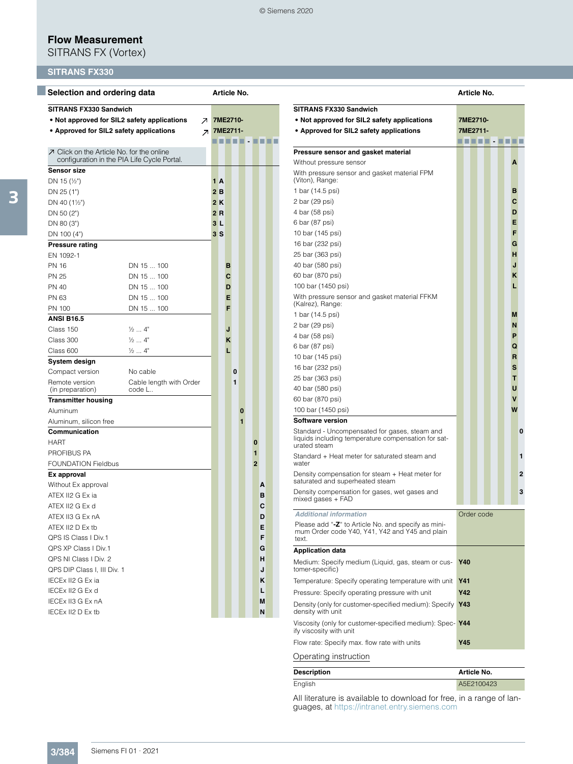# Flow Measurement
SITRANS FX (Vortex)

## SITRANS FX330

### Selection and ordering data

| SITRANS FX330 Sandwich | | Article No. |
|---|---|---|
| • Not approved for SIL2 safety applications | ↗ | 7ME2710- |
| • Approved for SIL2 safety applications | ↗ | 7ME2711- |
| | | ■ ■ ■ ■ ■ - ■ ■ ■ ■ |
| ↗ Click on the Article No. for the online configuration in the PIA Life Cycle Portal. | | |
| **Sensor size** | | |
| DN 15 (½") | | 1 A |
| DN 25 (1") | | 2 B |
| DN 40 (1½") | | 2 K |
| DN 50 (2") | | 2 R |
| DN 80 (3") | | 3 L |
| DN 100 (4") | | 3 S |
| **Pressure rating** | | |
| EN 1092-1 | | |
| PN 16 | DN 15 ... 100 | B |
| PN 25 | DN 15 ... 100 | C |
| PN 40 | DN 15 ... 100 | D |
| PN 63 | DN 15 ... 100 | E |
| PN 100 | DN 15 ... 100 | F |
| **ANSI B16.5** | | |
| Class 150 | ½ ... 4" | J |
| Class 300 | ½ ... 4" | K |
| Class 600 | ½ ... 4" | L |
| **System design** | | |
| Compact version | No cable | 0 |
| Remote version (in preparation) | Cable length with Order code L.. | 1 |
| **Transmitter housing** | | |
| Aluminum | | 0 |
| Aluminum, silicon free | | 1 |
| **Communication** | | |
| HART | | 0 |
| PROFIBUS PA | | 1 |
| FOUNDATION Fieldbus | | 2 |
| **Ex approval** | | |
| Without Ex approval | | A |
| ATEX II2 G Ex ia | | B |
| ATEX II2 G Ex d | | C |
| ATEX II3 G Ex nA | | D |
| ATEX II2 D Ex tb | | E |
| QPS IS Class I Div.1 | | F |
| QPS XP Class I Div.1 | | G |
| QPS NI Class I Div. 2 | | H |
| QPS DIP Class I, III Div. 1 | | J |
| IECEx II2 G Ex ia | | K |
| IECEx II2 G Ex d | | L |
| IECEx II3 G Ex nA | | M |
| IECEx II2 D Ex tb | | N |

| SITRANS FX330 Sandwich | Article No. |
|---|---|
| • Not approved for SIL2 safety applications | 7ME2710- |
| • Approved for SIL2 safety applications | 7ME2711- |
| | ■ ■ ■ ■ ■ - ■ ■ ■ ■ |
| **Pressure sensor and gasket material** | |
| Without pressure sensor | A |
| With pressure sensor and gasket material FPM (Viton), Range: | |
| 1 bar (14.5 psi) | B |
| 2 bar (29 psi) | C |
| 4 bar (58 psi) | D |
| 6 bar (87 psi) | E |
| 10 bar (145 psi) | F |
| 16 bar (232 psi) | G |
| 25 bar (363 psi) | H |
| 40 bar (580 psi) | J |
| 60 bar (870 psi) | K |
| 100 bar (1450 psi) | L |
| With pressure sensor and gasket material FFKM (Kalrez), Range: | |
| 1 bar (14.5 psi) | M |
| 2 bar (29 psi) | N |
| 4 bar (58 psi) | P |
| 6 bar (87 psi) | Q |
| 10 bar (145 psi) | R |
| 16 bar (232 psi) | S |
| 25 bar (363 psi) | T |
| 40 bar (580 psi) | U |
| 60 bar (870 psi) | V |
| 100 bar (1450 psi) | W |
| **Software version** | |
| Standard - Uncompensated for gases, steam and liquids including temperature compensation for saturated steam | 0 |
| Standard + Heat meter for saturated steam and water | 1 |
| Density compensation for steam + Heat meter for saturated and superheated steam | 2 |
| Density compensation for gases, wet gases and mixed gases + FAD | 3 |

| *Additional information* | Order code |
|---|---|
| Please add "-Z" to Article No. and specify as minimum Order code Y40, Y41, Y42 and Y45 and plain text. | |
| **Application data** | |
| Medium: Specify medium (Liquid, gas, steam or customer-specific) | Y40 |
| Temperature: Specify operating temperature with unit | Y41 |
| Pressure: Specify operating pressure with unit | Y42 |
| Density (only for customer-specified medium): Specify density with unit | Y43 |
| Viscosity (only for customer-specified medium): Specify viscosity with unit | Y44 |
| Flow rate: Specify max. flow rate with units | Y45 |

### Operating instruction

| Description | Article No. |
|---|---|
| English | A5E2100423 |

All literature is available to download for free, in a range of languages, at https://intranet.entry.siemens.com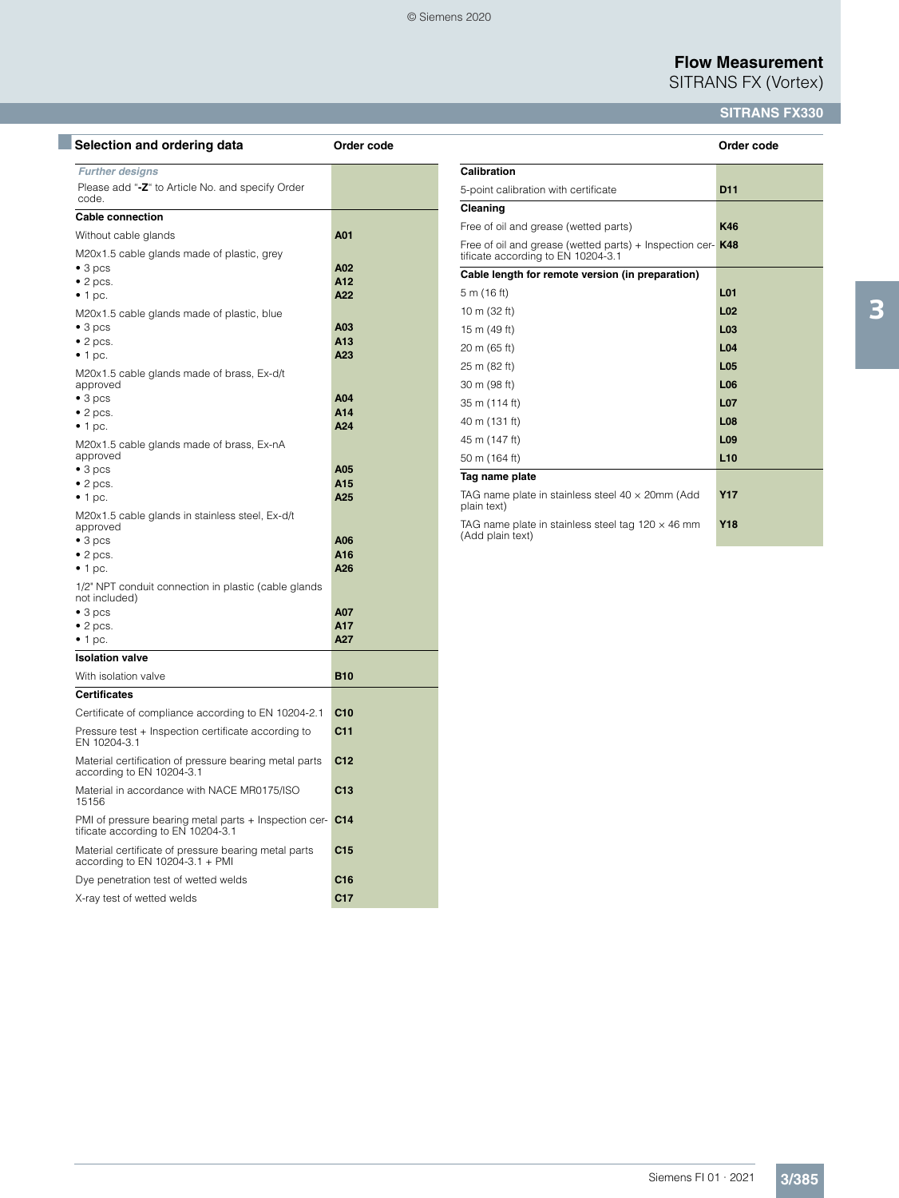## Selection and ordering data

| | Order code |
|---|---|
| ***Further designs*** | |
| Please add "**-Z**" to Article No. and specify Order code. | |
| **Cable connection** | |
| Without cable glands | **A01** |
| M20x1.5 cable glands made of plastic, grey | |
| • 3 pcs | **A02** |
| • 2 pcs. | **A12** |
| • 1 pc. | **A22** |
| M20x1.5 cable glands made of plastic, blue | |
| • 3 pcs | **A03** |
| • 2 pcs. | **A13** |
| • 1 pc. | **A23** |
| M20x1.5 cable glands made of brass, Ex-d/t approved | |
| • 3 pcs | **A04** |
| • 2 pcs. | **A14** |
| • 1 pc. | **A24** |
| M20x1.5 cable glands made of brass, Ex-nA approved | |
| • 3 pcs | **A05** |
| • 2 pcs. | **A15** |
| • 1 pc. | **A25** |
| M20x1.5 cable glands in stainless steel, Ex-d/t approved | |
| • 3 pcs | **A06** |
| • 2 pcs. | **A16** |
| • 1 pc. | **A26** |
| 1/2" NPT conduit connection in plastic (cable glands not included) | |
| • 3 pcs | **A07** |
| • 2 pcs. | **A17** |
| • 1 pc. | **A27** |
| **Isolation valve** | |
| With isolation valve | **B10** |
| **Certificates** | |
| Certificate of compliance according to EN 10204-2.1 | **C10** |
| Pressure test + Inspection certificate according to EN 10204-3.1 | **C11** |
| Material certification of pressure bearing metal parts according to EN 10204-3.1 | **C12** |
| Material in accordance with NACE MR0175/ISO 15156 | **C13** |
| PMI of pressure bearing metal parts + Inspection certificate according to EN 10204-3.1 | **C14** |
| Material certificate of pressure bearing metal parts according to EN 10204-3.1 + PMI | **C15** |
| Dye penetration test of wetted welds | **C16** |
| X-ray test of wetted welds | **C17** |

| | Order code |
|---|---|
| **Calibration** | |
| 5-point calibration with certificate | **D11** |
| **Cleaning** | |
| Free of oil and grease (wetted parts) | **K46** |
| Free of oil and grease (wetted parts) + Inspection certificate according to EN 10204-3.1 | **K48** |
| **Cable length for remote version (in preparation)** | |
| 5 m (16 ft) | **L01** |
| 10 m (32 ft) | **L02** |
| 15 m (49 ft) | **L03** |
| 20 m (65 ft) | **L04** |
| 25 m (82 ft) | **L05** |
| 30 m (98 ft) | **L06** |
| 35 m (114 ft) | **L07** |
| 40 m (131 ft) | **L08** |
| 45 m (147 ft) | **L09** |
| 50 m (164 ft) | **L10** |
| **Tag name plate** | |
| TAG name plate in stainless steel 40 × 20mm (Add plain text) | **Y17** |
| TAG name plate in stainless steel tag 120 × 46 mm (Add plain text) | **Y18** |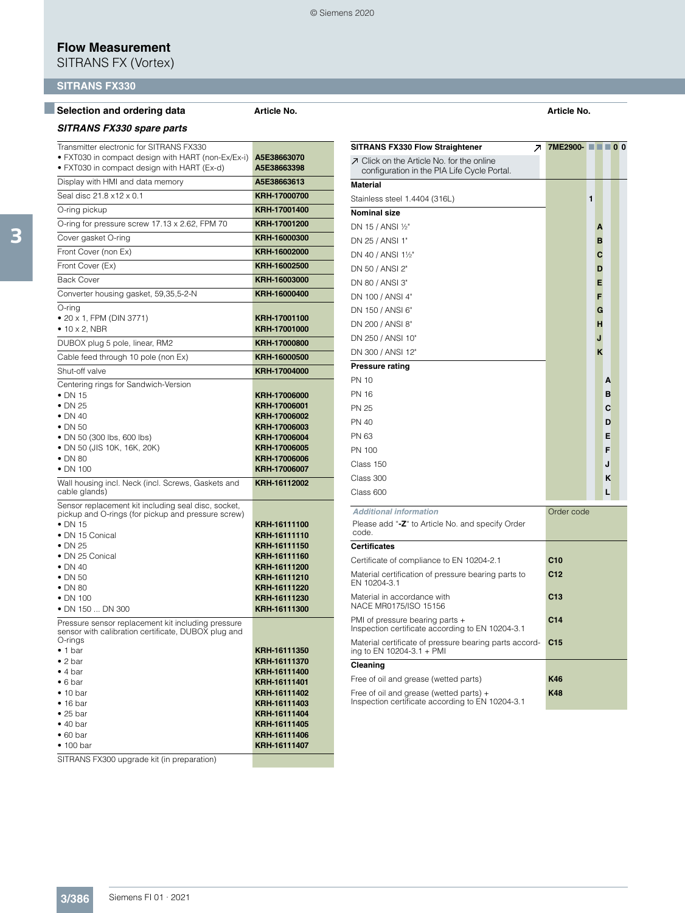# Flow Measurement

SITRANS FX (Vortex)

## SITRANS FX330

### Selection and ordering data

#### *SITRANS FX330 spare parts*

| | Article No. |
|---|---|
| Transmitter electronic for SITRANS FX330 | |
| • FXT030 in compact design with HART (non-Ex/Ex-i) | A5E38663070 |
| • FXT030 in compact design with HART (Ex-d) | A5E38663398 |
| Display with HMI and data memory | A5E38663613 |
| Seal disc 21.8 x12 x 0.1 | KRH-17000700 |
| O-ring pickup | KRH-17001400 |
| O-ring for pressure screw 17.13 x 2.62, FPM 70 | KRH-17001200 |
| Cover gasket O-ring | KRH-16000300 |
| Front Cover (non Ex) | KRH-16002000 |
| Front Cover (Ex) | KRH-16002500 |
| Back Cover | KRH-16003000 |
| Converter housing gasket, 59,35,5-2-N | KRH-16000400 |
| O-ring | |
| • 20 x 1, FPM (DIN 3771) | KRH-17001100 |
| • 10 x 2, NBR | KRH-17001000 |
| DUBOX plug 5 pole, linear, RM2 | KRH-17000800 |
| Cable feed through 10 pole (non Ex) | KRH-16000500 |
| Shut-off valve | KRH-17004000 |
| Centering rings for Sandwich-Version | |
| • DN 15 | KRH-17006000 |
| • DN 25 | KRH-17006001 |
| • DN 40 | KRH-17006002 |
| • DN 50 | KRH-17006003 |
| • DN 50 (300 lbs, 600 lbs) | KRH-17006004 |
| • DN 50 (JIS 10K, 16K, 20K) | KRH-17006005 |
| • DN 80 | KRH-17006006 |
| • DN 100 | KRH-17006007 |
| Wall housing incl. Neck (incl. Screws, Gaskets and cable glands) | KRH-16112002 |
| Sensor replacement kit including seal disc, socket, pickup and O-rings (for pickup and pressure screw) | |
| • DN 15 | KRH-16111100 |
| • DN 15 Conical | KRH-16111110 |
| • DN 25 | KRH-16111150 |
| • DN 25 Conical | KRH-16111160 |
| • DN 40 | KRH-16111200 |
| • DN 50 | KRH-16111210 |
| • DN 80 | KRH-16111220 |
| • DN 100 | KRH-16111230 |
| • DN 150 ... DN 300 | KRH-16111300 |
| Pressure sensor replacement kit including pressure sensor with calibration certificate, DUBOX plug and O-rings | |
| • 1 bar | KRH-16111350 |
| • 2 bar | KRH-16111370 |
| • 4 bar | KRH-16111400 |
| • 6 bar | KRH-16111401 |
| • 10 bar | KRH-16111402 |
| • 16 bar | KRH-16111403 |
| • 25 bar | KRH-16111404 |
| • 40 bar | KRH-16111405 |
| • 60 bar | KRH-16111406 |
| • 100 bar | KRH-16111407 |
| SITRANS FX300 upgrade kit (in preparation) | |

| | Article No. |
|---|---|
| **SITRANS FX330 Flow Straightener** ↗ | **7ME2900- ■ ■ ■ 0 0** |
| ↗ Click on the Article No. for the online configuration in the PIA Life Cycle Portal. | |
| **Material** | |
| Stainless steel 1.4404 (316L) | 1 |
| **Nominal size** | |
| DN 15 / ANSI ½" | A |
| DN 25 / ANSI 1" | B |
| DN 40 / ANSI 1½" | C |
| DN 50 / ANSI 2" | D |
| DN 80 / ANSI 3" | E |
| DN 100 / ANSI 4" | F |
| DN 150 / ANSI 6" | G |
| DN 200 / ANSI 8" | H |
| DN 250 / ANSI 10" | J |
| DN 300 / ANSI 12" | K |
| **Pressure rating** | |
| PN 10 | A |
| PN 16 | B |
| PN 25 | C |
| PN 40 | D |
| PN 63 | E |
| PN 100 | F |
| Class 150 | J |
| Class 300 | K |
| Class 600 | L |

| *Additional information* | Order code |
|---|---|
| Please add "**-Z**" to Article No. and specify Order code. | |
| **Certificates** | |
| Certificate of compliance to EN 10204-2.1 | C10 |
| Material certification of pressure bearing parts to EN 10204-3.1 | C12 |
| Material in accordance with NACE MR0175/ISO 15156 | C13 |
| PMI of pressure bearing parts + Inspection certificate according to EN 10204-3.1 | C14 |
| Material certificate of pressure bearing parts according to EN 10204-3.1 + PMI | C15 |
| **Cleaning** | |
| Free of oil and grease (wetted parts) | K46 |
| Free of oil and grease (wetted parts) + Inspection certificate according to EN 10204-3.1 | K48 |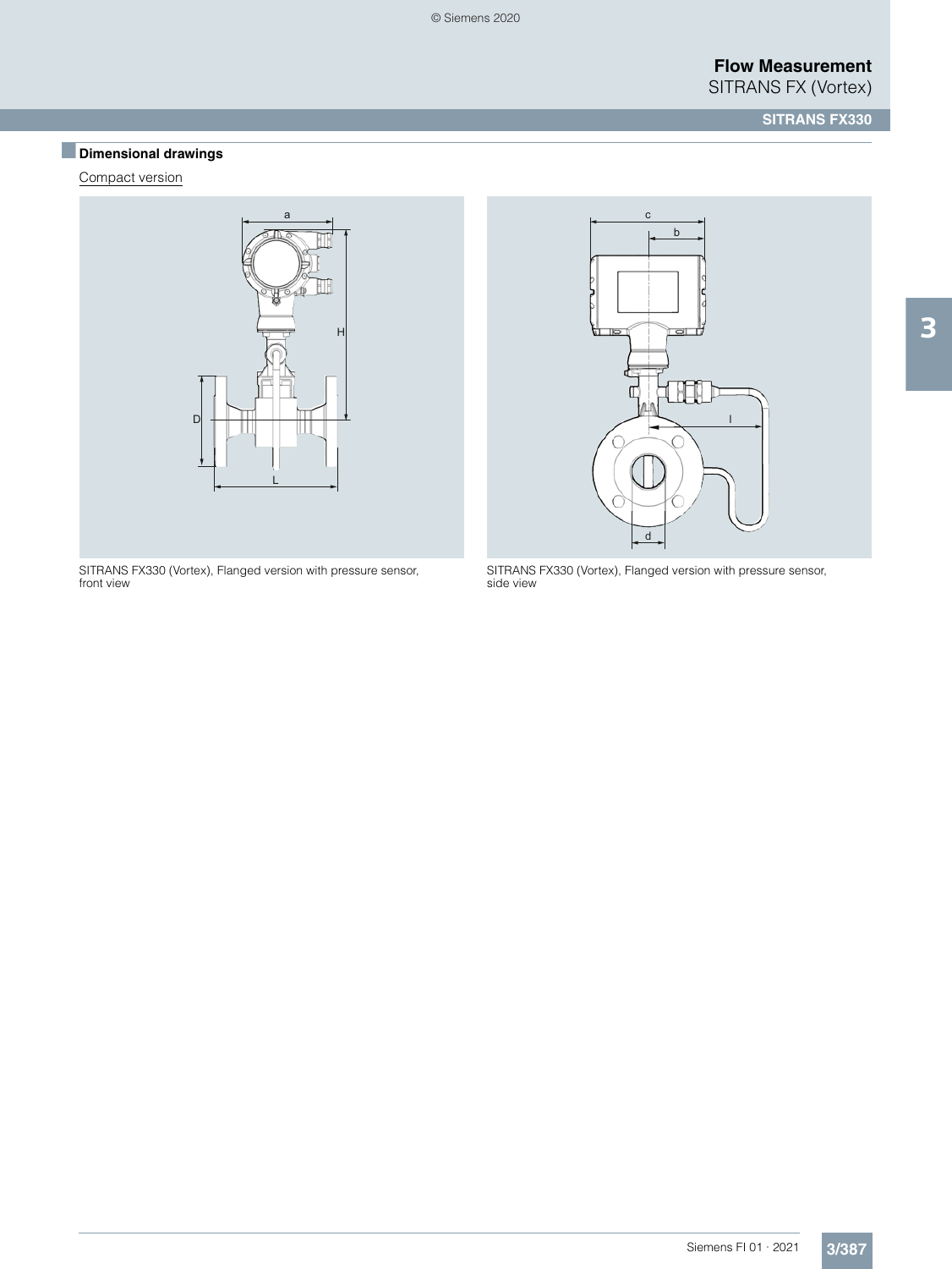## Dimensional drawings

Compact version

SITRANS FX330 (Vortex), Flanged version with pressure sensor, front view

SITRANS FX330 (Vortex), Flanged version with pressure sensor, side view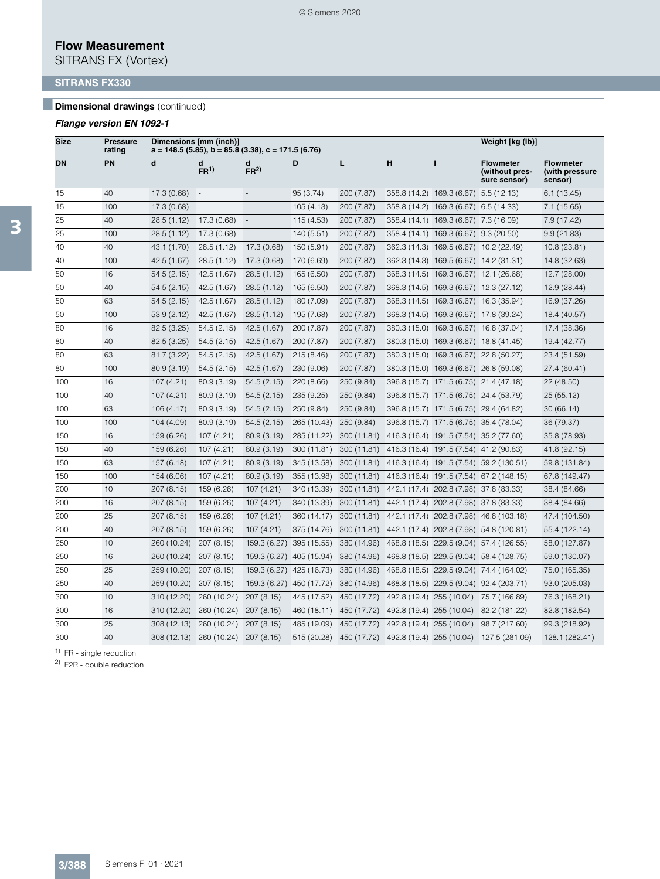# Flow Measurement

SITRANS FX (Vortex)

## SITRANS FX330

### Dimensional drawings (continued)

***Flange version EN 1092-1***

| Size | Pressure rating | Dimensions [mm (inch)] a = 148.5 (5.85), b = 85.8 (3.38), c = 171.5 (6.76) | | | | | | | Weight [kg (lb)] | |
|---|---|---|---|---|---|---|---|---|---|---|
| DN | PN | d | d FR[1] | d FR[2] | D | L | H | I | Flowmeter (without pressure sensor) | Flowmeter (with pressure sensor) |
| 15 | 40 | 17.3 (0.68) | - | - | 95 (3.74) | 200 (7.87) | 358.8 (14.2) | 169.3 (6.67) | 5.5 (12.13) | 6.1 (13.45) |
| 15 | 100 | 17.3 (0.68) | - | - | 105 (4.13) | 200 (7.87) | 358.8 (14.2) | 169.3 (6.67) | 6.5 (14.33) | 7.1 (15.65) |
| 25 | 40 | 28.5 (1.12) | 17.3 (0.68) | - | 115 (4.53) | 200 (7.87) | 358.4 (14.1) | 169.3 (6.67) | 7.3 (16.09) | 7.9 (17.42) |
| 25 | 100 | 28.5 (1.12) | 17.3 (0.68) | - | 140 (5.51) | 200 (7.87) | 358.4 (14.1) | 169.3 (6.67) | 9.3 (20.50) | 9.9 (21.83) |
| 40 | 40 | 43.1 (1.70) | 28.5 (1.12) | 17.3 (0.68) | 150 (5.91) | 200 (7.87) | 362.3 (14.3) | 169.5 (6.67) | 10.2 (22.49) | 10.8 (23.81) |
| 40 | 100 | 42.5 (1.67) | 28.5 (1.12) | 17.3 (0.68) | 170 (6.69) | 200 (7.87) | 362.3 (14.3) | 169.5 (6.67) | 14.2 (31.31) | 14.8 (32.63) |
| 50 | 16 | 54.5 (2.15) | 42.5 (1.67) | 28.5 (1.12) | 165 (6.50) | 200 (7.87) | 368.3 (14.5) | 169.3 (6.67) | 12.1 (26.68) | 12.7 (28.00) |
| 50 | 40 | 54.5 (2.15) | 42.5 (1.67) | 28.5 (1.12) | 165 (6.50) | 200 (7.87) | 368.3 (14.5) | 169.3 (6.67) | 12.3 (27.12) | 12.9 (28.44) |
| 50 | 63 | 54.5 (2.15) | 42.5 (1.67) | 28.5 (1.12) | 180 (7.09) | 200 (7.87) | 368.3 (14.5) | 169.3 (6.67) | 16.3 (35.94) | 16.9 (37.26) |
| 50 | 100 | 53.9 (2.12) | 42.5 (1.67) | 28.5 (1.12) | 195 (7.68) | 200 (7.87) | 368.3 (14.5) | 169.3 (6.67) | 17.8 (39.24) | 18.4 (40.57) |
| 80 | 16 | 82.5 (3.25) | 54.5 (2.15) | 42.5 (1.67) | 200 (7.87) | 200 (7.87) | 380.3 (15.0) | 169.3 (6.67) | 16.8 (37.04) | 17.4 (38.36) |
| 80 | 40 | 82.5 (3.25) | 54.5 (2.15) | 42.5 (1.67) | 200 (7.87) | 200 (7.87) | 380.3 (15.0) | 169.3 (6.67) | 18.8 (41.45) | 19.4 (42.77) |
| 80 | 63 | 81.7 (3.22) | 54.5 (2.15) | 42.5 (1.67) | 215 (8.46) | 200 (7.87) | 380.3 (15.0) | 169.3 (6.67) | 22.8 (50.27) | 23.4 (51.59) |
| 80 | 100 | 80.9 (3.19) | 54.5 (2.15) | 42.5 (1.67) | 230 (9.06) | 200 (7.87) | 380.3 (15.0) | 169.3 (6.67) | 26.8 (59.08) | 27.4 (60.41) |
| 100 | 16 | 107 (4.21) | 80.9 (3.19) | 54.5 (2.15) | 220 (8.66) | 250 (9.84) | 396.8 (15.7) | 171.5 (6.75) | 21.4 (47.18) | 22 (48.50) |
| 100 | 40 | 107 (4.21) | 80.9 (3.19) | 54.5 (2.15) | 235 (9.25) | 250 (9.84) | 396.8 (15.7) | 171.5 (6.75) | 24.4 (53.79) | 25 (55.12) |
| 100 | 63 | 106 (4.17) | 80.9 (3.19) | 54.5 (2.15) | 250 (9.84) | 250 (9.84) | 396.8 (15.7) | 171.5 (6.75) | 29.4 (64.82) | 30 (66.14) |
| 100 | 100 | 104 (4.09) | 80.9 (3.19) | 54.5 (2.15) | 265 (10.43) | 250 (9.84) | 396.8 (15.7) | 171.5 (6.75) | 35.4 (78.04) | 36 (79.37) |
| 150 | 16 | 159 (6.26) | 107 (4.21) | 80.9 (3.19) | 285 (11.22) | 300 (11.81) | 416.3 (16.4) | 191.5 (7.54) | 35.2 (77.60) | 35.8 (78.93) |
| 150 | 40 | 159 (6.26) | 107 (4.21) | 80.9 (3.19) | 300 (11.81) | 300 (11.81) | 416.3 (16.4) | 191.5 (7.54) | 41.2 (90.83) | 41.8 (92.15) |
| 150 | 63 | 157 (6.18) | 107 (4.21) | 80.9 (3.19) | 345 (13.58) | 300 (11.81) | 416.3 (16.4) | 191.5 (7.54) | 59.2 (130.51) | 59.8 (131.84) |
| 150 | 100 | 154 (6.06) | 107 (4.21) | 80.9 (3.19) | 355 (13.98) | 300 (11.81) | 416.3 (16.4) | 191.5 (7.54) | 67.2 (148.15) | 67.8 (149.47) |
| 200 | 10 | 207 (8.15) | 159 (6.26) | 107 (4.21) | 340 (13.39) | 300 (11.81) | 442.1 (17.4) | 202.8 (7.98) | 37.8 (83.33) | 38.4 (84.66) |
| 200 | 16 | 207 (8.15) | 159 (6.26) | 107 (4.21) | 340 (13.39) | 300 (11.81) | 442.1 (17.4) | 202.8 (7.98) | 37.8 (83.33) | 38.4 (84.66) |
| 200 | 25 | 207 (8.15) | 159 (6.26) | 107 (4.21) | 360 (14.17) | 300 (11.81) | 442.1 (17.4) | 202.8 (7.98) | 46.8 (103.18) | 47.4 (104.50) |
| 200 | 40 | 207 (8.15) | 159 (6.26) | 107 (4.21) | 375 (14.76) | 300 (11.81) | 442.1 (17.4) | 202.8 (7.98) | 54.8 (120.81) | 55.4 (122.14) |
| 250 | 10 | 260 (10.24) | 207 (8.15) | 159.3 (6.27) | 395 (15.55) | 380 (14.96) | 468.8 (18.5) | 229.5 (9.04) | 57.4 (126.55) | 58.0 (127.87) |
| 250 | 16 | 260 (10.24) | 207 (8.15) | 159.3 (6.27) | 405 (15.94) | 380 (14.96) | 468.8 (18.5) | 229.5 (9.04) | 58.4 (128.75) | 59.0 (130.07) |
| 250 | 25 | 259 (10.20) | 207 (8.15) | 159.3 (6.27) | 425 (16.73) | 380 (14.96) | 468.8 (18.5) | 229.5 (9.04) | 74.4 (164.02) | 75.0 (165.35) |
| 250 | 40 | 259 (10.20) | 207 (8.15) | 159.3 (6.27) | 450 (17.72) | 380 (14.96) | 468.8 (18.5) | 229.5 (9.04) | 92.4 (203.71) | 93.0 (205.03) |
| 300 | 10 | 310 (12.20) | 260 (10.24) | 207 (8.15) | 445 (17.52) | 450 (17.72) | 492.8 (19.4) | 255 (10.04) | 75.7 (166.89) | 76.3 (168.21) |
| 300 | 16 | 310 (12.20) | 260 (10.24) | 207 (8.15) | 460 (18.11) | 450 (17.72) | 492.8 (19.4) | 255 (10.04) | 82.2 (181.22) | 82.8 (182.54) |
| 300 | 25 | 308 (12.13) | 260 (10.24) | 207 (8.15) | 485 (19.09) | 450 (17.72) | 492.8 (19.4) | 255 (10.04) | 98.7 (217.60) | 99.3 (218.92) |
| 300 | 40 | 308 (12.13) | 260 (10.24) | 207 (8.15) | 515 (20.28) | 450 (17.72) | 492.8 (19.4) | 255 (10.04) | 127.5 (281.09) | 128.1 (282.41) |

[1] FR - single reduction

[2] F2R - double reduction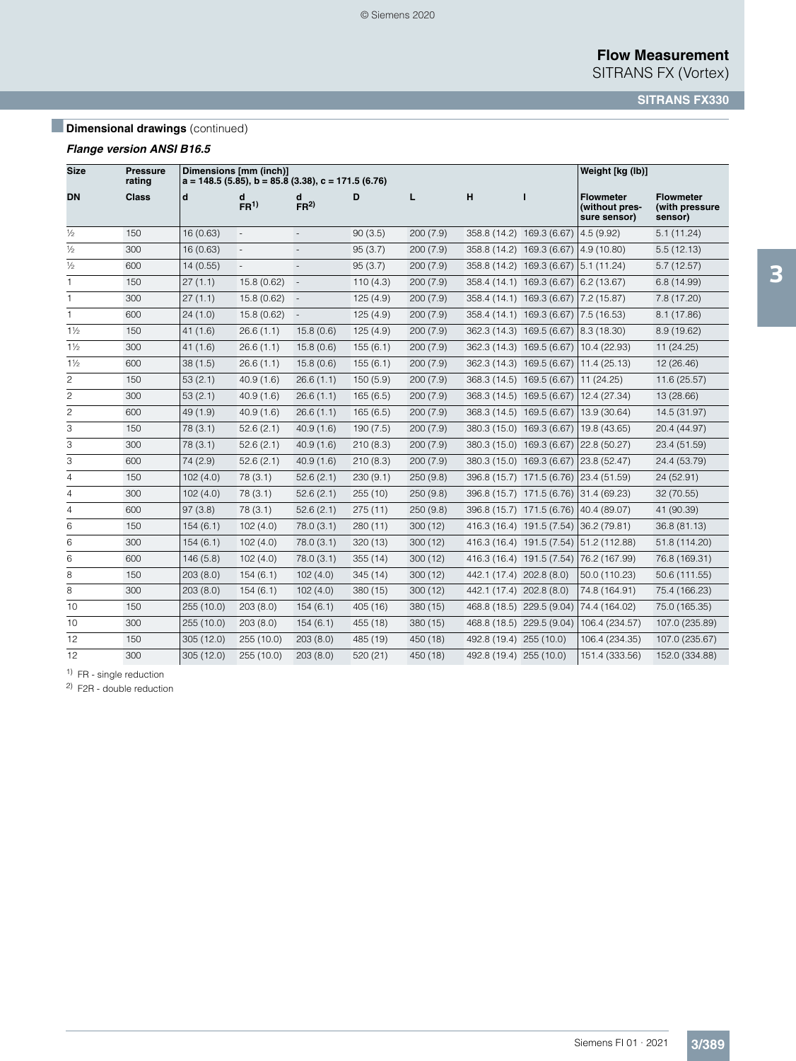## Dimensional drawings (continued)

### *Flange version ANSI B16.5*

| Size | Pressure rating | Dimensions [mm (inch)] a = 148.5 (5.85), b = 85.8 (3.38), c = 171.5 (6.76) | | | | | | | Weight [kg (lb)] | |
|---|---|---|---|---|---|---|---|---|---|---|
| DN | Class | d | d FR[1] | d FR[2] | D | L | H | I | Flowmeter (without pressure sensor) | Flowmeter (with pressure sensor) |
| ½ | 150 | 16 (0.63) | - | - | 90 (3.5) | 200 (7.9) | 358.8 (14.2) | 169.3 (6.67) | 4.5 (9.92) | 5.1 (11.24) |
| ½ | 300 | 16 (0.63) | - | - | 95 (3.7) | 200 (7.9) | 358.8 (14.2) | 169.3 (6.67) | 4.9 (10.80) | 5.5 (12.13) |
| ½ | 600 | 14 (0.55) | - | - | 95 (3.7) | 200 (7.9) | 358.8 (14.2) | 169.3 (6.67) | 5.1 (11.24) | 5.7 (12.57) |
| 1 | 150 | 27 (1.1) | 15.8 (0.62) | - | 110 (4.3) | 200 (7.9) | 358.4 (14.1) | 169.3 (6.67) | 6.2 (13.67) | 6.8 (14.99) |
| 1 | 300 | 27 (1.1) | 15.8 (0.62) | - | 125 (4.9) | 200 (7.9) | 358.4 (14.1) | 169.3 (6.67) | 7.2 (15.87) | 7.8 (17.20) |
| 1 | 600 | 24 (1.0) | 15.8 (0.62) | - | 125 (4.9) | 200 (7.9) | 358.4 (14.1) | 169.3 (6.67) | 7.5 (16.53) | 8.1 (17.86) |
| 1½ | 150 | 41 (1.6) | 26.6 (1.1) | 15.8 (0.6) | 125 (4.9) | 200 (7.9) | 362.3 (14.3) | 169.5 (6.67) | 8.3 (18.30) | 8.9 (19.62) |
| 1½ | 300 | 41 (1.6) | 26.6 (1.1) | 15.8 (0.6) | 155 (6.1) | 200 (7.9) | 362.3 (14.3) | 169.5 (6.67) | 10.4 (22.93) | 11 (24.25) |
| 1½ | 600 | 38 (1.5) | 26.6 (1.1) | 15.8 (0.6) | 155 (6.1) | 200 (7.9) | 362.3 (14.3) | 169.5 (6.67) | 11.4 (25.13) | 12 (26.46) |
| 2 | 150 | 53 (2.1) | 40.9 (1.6) | 26.6 (1.1) | 150 (5.9) | 200 (7.9) | 368.3 (14.5) | 169.5 (6.67) | 11 (24.25) | 11.6 (25.57) |
| 2 | 300 | 53 (2.1) | 40.9 (1.6) | 26.6 (1.1) | 165 (6.5) | 200 (7.9) | 368.3 (14.5) | 169.5 (6.67) | 12.4 (27.34) | 13 (28.66) |
| 2 | 600 | 49 (1.9) | 40.9 (1.6) | 26.6 (1.1) | 165 (6.5) | 200 (7.9) | 368.3 (14.5) | 169.5 (6.67) | 13.9 (30.64) | 14.5 (31.97) |
| 3 | 150 | 78 (3.1) | 52.6 (2.1) | 40.9 (1.6) | 190 (7.5) | 200 (7.9) | 380.3 (15.0) | 169.3 (6.67) | 19.8 (43.65) | 20.4 (44.97) |
| 3 | 300 | 78 (3.1) | 52.6 (2.1) | 40.9 (1.6) | 210 (8.3) | 200 (7.9) | 380.3 (15.0) | 169.3 (6.67) | 22.8 (50.27) | 23.4 (51.59) |
| 3 | 600 | 74 (2.9) | 52.6 (2.1) | 40.9 (1.6) | 210 (8.3) | 200 (7.9) | 380.3 (15.0) | 169.3 (6.67) | 23.8 (52.47) | 24.4 (53.79) |
| 4 | 150 | 102 (4.0) | 78 (3.1) | 52.6 (2.1) | 230 (9.1) | 250 (9.8) | 396.8 (15.7) | 171.5 (6.76) | 23.4 (51.59) | 24 (52.91) |
| 4 | 300 | 102 (4.0) | 78 (3.1) | 52.6 (2.1) | 255 (10) | 250 (9.8) | 396.8 (15.7) | 171.5 (6.76) | 31.4 (69.23) | 32 (70.55) |
| 4 | 600 | 97 (3.8) | 78 (3.1) | 52.6 (2.1) | 275 (11) | 250 (9.8) | 396.8 (15.7) | 171.5 (6.76) | 40.4 (89.07) | 41 (90.39) |
| 6 | 150 | 154 (6.1) | 102 (4.0) | 78.0 (3.1) | 280 (11) | 300 (12) | 416.3 (16.4) | 191.5 (7.54) | 36.2 (79.81) | 36.8 (81.13) |
| 6 | 300 | 154 (6.1) | 102 (4.0) | 78.0 (3.1) | 320 (13) | 300 (12) | 416.3 (16.4) | 191.5 (7.54) | 51.2 (112.88) | 51.8 (114.20) |
| 6 | 600 | 146 (5.8) | 102 (4.0) | 78.0 (3.1) | 355 (14) | 300 (12) | 416.3 (16.4) | 191.5 (7.54) | 76.2 (167.99) | 76.8 (169.31) |
| 8 | 150 | 203 (8.0) | 154 (6.1) | 102 (4.0) | 345 (14) | 300 (12) | 442.1 (17.4) | 202.8 (8.0) | 50.0 (110.23) | 50.6 (111.55) |
| 8 | 300 | 203 (8.0) | 154 (6.1) | 102 (4.0) | 380 (15) | 300 (12) | 442.1 (17.4) | 202.8 (8.0) | 74.8 (164.91) | 75.4 (166.23) |
| 10 | 150 | 255 (10.0) | 203 (8.0) | 154 (6.1) | 405 (16) | 380 (15) | 468.8 (18.5) | 229.5 (9.04) | 74.4 (164.02) | 75.0 (165.35) |
| 10 | 300 | 255 (10.0) | 203 (8.0) | 154 (6.1) | 455 (18) | 380 (15) | 468.8 (18.5) | 229.5 (9.04) | 106.4 (234.57) | 107.0 (235.89) |
| 12 | 150 | 305 (12.0) | 255 (10.0) | 203 (8.0) | 485 (19) | 450 (18) | 492.8 (19.4) | 255 (10.0) | 106.4 (234.35) | 107.0 (235.67) |
| 12 | 300 | 305 (12.0) | 255 (10.0) | 203 (8.0) | 520 (21) | 450 (18) | 492.8 (19.4) | 255 (10.0) | 151.4 (333.56) | 152.0 (334.88) |

[1] FR - single reduction

[2] F2R - double reduction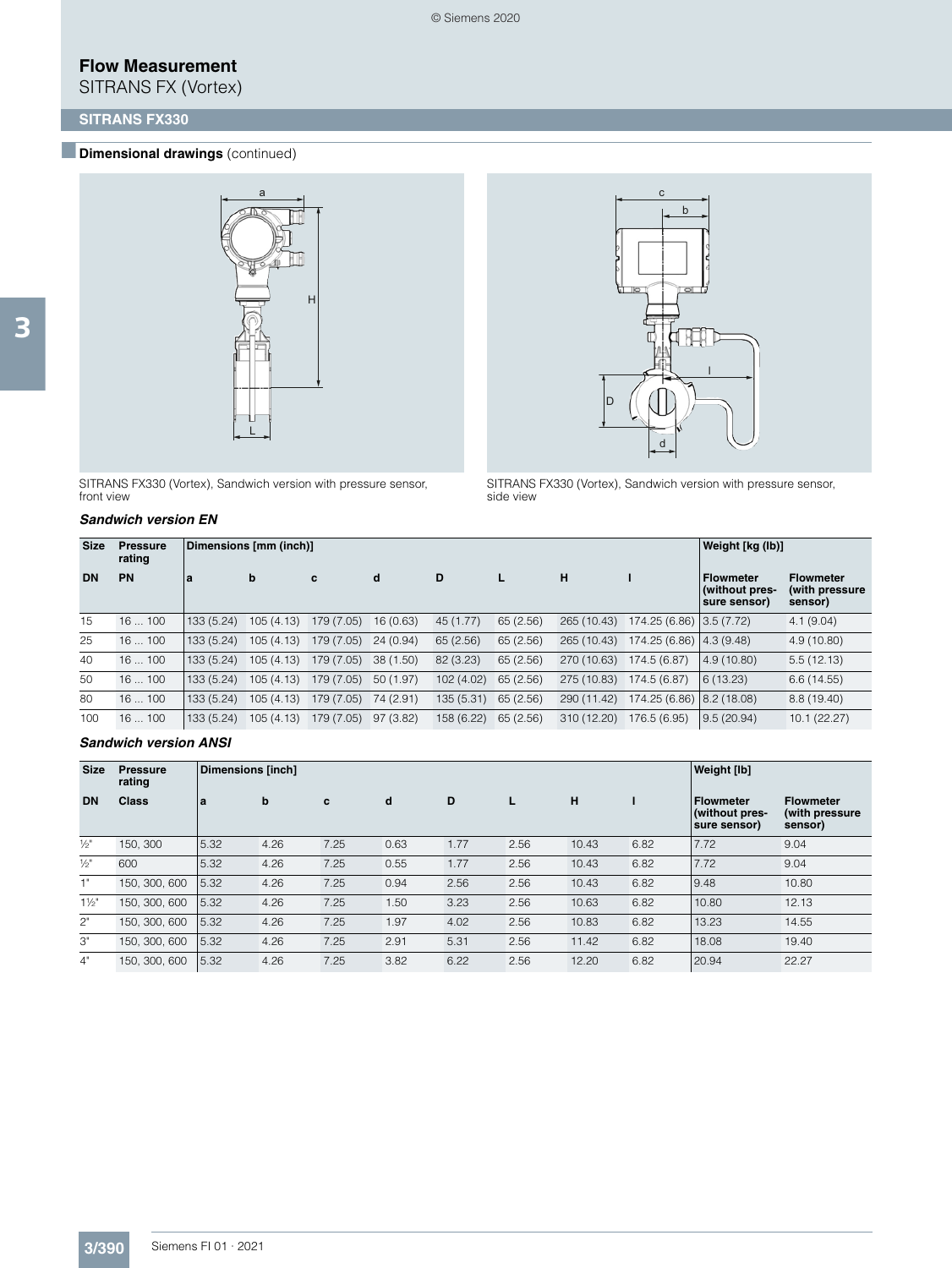# Flow Measurement

SITRANS FX (Vortex)

## SITRANS FX330

### Dimensional drawings (continued)

SITRANS FX330 (Vortex), Sandwich version with pressure sensor, front view

SITRANS FX330 (Vortex), Sandwich version with pressure sensor, side view

#### Sandwich version EN

| Size | Pressure rating | Dimensions [mm (inch)] | | | | | | | | Weight [kg (lb)] | |
|---|---|---|---|---|---|---|---|---|---|---|---|
| DN | PN | a | b | c | d | D | L | H | I | Flowmeter (without pressure sensor) | Flowmeter (with pressure sensor) |
| 15 | 16 ... 100 | 133 (5.24) | 105 (4.13) | 179 (7.05) | 16 (0.63) | 45 (1.77) | 65 (2.56) | 265 (10.43) | 174.25 (6.86) | 3.5 (7.72) | 4.1 (9.04) |
| 25 | 16 ... 100 | 133 (5.24) | 105 (4.13) | 179 (7.05) | 24 (0.94) | 65 (2.56) | 65 (2.56) | 265 (10.43) | 174.25 (6.86) | 4.3 (9.48) | 4.9 (10.80) |
| 40 | 16 ... 100 | 133 (5.24) | 105 (4.13) | 179 (7.05) | 38 (1.50) | 82 (3.23) | 65 (2.56) | 270 (10.63) | 174.5 (6.87) | 4.9 (10.80) | 5.5 (12.13) |
| 50 | 16 ... 100 | 133 (5.24) | 105 (4.13) | 179 (7.05) | 50 (1.97) | 102 (4.02) | 65 (2.56) | 275 (10.83) | 174.5 (6.87) | 6 (13.23) | 6.6 (14.55) |
| 80 | 16 ... 100 | 133 (5.24) | 105 (4.13) | 179 (7.05) | 74 (2.91) | 135 (5.31) | 65 (2.56) | 290 (11.42) | 174.25 (6.86) | 8.2 (18.08) | 8.8 (19.40) |
| 100 | 16 ... 100 | 133 (5.24) | 105 (4.13) | 179 (7.05) | 97 (3.82) | 158 (6.22) | 65 (2.56) | 310 (12.20) | 176.5 (6.95) | 9.5 (20.94) | 10.1 (22.27) |

#### Sandwich version ANSI

| Size | Pressure rating | Dimensions [inch] | | | | | | | | Weight [lb] | |
|---|---|---|---|---|---|---|---|---|---|---|---|
| DN | Class | a | b | c | d | D | L | H | I | Flowmeter (without pressure sensor) | Flowmeter (with pressure sensor) |
| ½" | 150, 300 | 5.32 | 4.26 | 7.25 | 0.63 | 1.77 | 2.56 | 10.43 | 6.82 | 7.72 | 9.04 |
| ½" | 600 | 5.32 | 4.26 | 7.25 | 0.55 | 1.77 | 2.56 | 10.43 | 6.82 | 7.72 | 9.04 |
| 1" | 150, 300, 600 | 5.32 | 4.26 | 7.25 | 0.94 | 2.56 | 2.56 | 10.43 | 6.82 | 9.48 | 10.80 |
| 1½" | 150, 300, 600 | 5.32 | 4.26 | 7.25 | 1.50 | 3.23 | 2.56 | 10.63 | 6.82 | 10.80 | 12.13 |
| 2" | 150, 300, 600 | 5.32 | 4.26 | 7.25 | 1.97 | 4.02 | 2.56 | 10.83 | 6.82 | 13.23 | 14.55 |
| 3" | 150, 300, 600 | 5.32 | 4.26 | 7.25 | 2.91 | 5.31 | 2.56 | 11.42 | 6.82 | 18.08 | 19.40 |
| 4" | 150, 300, 600 | 5.32 | 4.26 | 7.25 | 3.82 | 6.22 | 2.56 | 12.20 | 6.82 | 20.94 | 22.27 |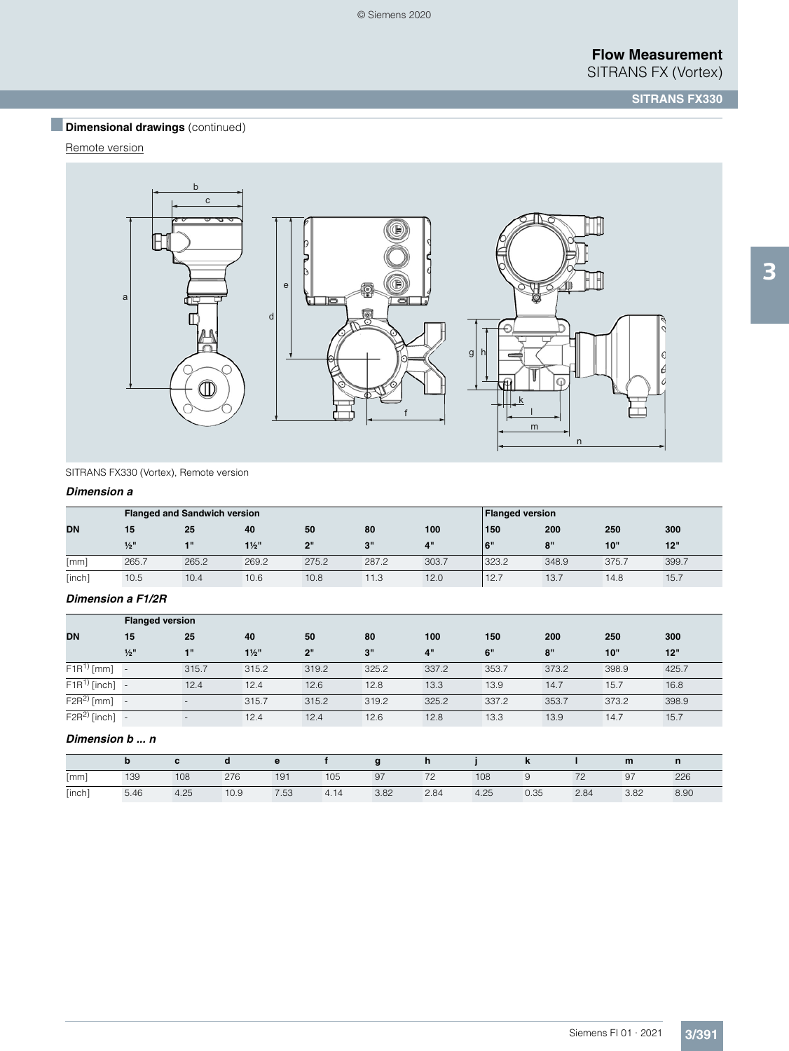## Dimensional drawings (continued)

Remote version

SITRANS FX330 (Vortex), Remote version

***Dimension a***

| | Flanged and Sandwich version | | | | | | Flanged version | | | |
|---|---|---|---|---|---|---|---|---|---|---|
| **DN** | **15** | **25** | **40** | **50** | **80** | **100** | **150** | **200** | **250** | **300** |
| | **½"** | **1"** | **1½"** | **2"** | **3"** | **4"** | **6"** | **8"** | **10"** | **12"** |
| [mm] | 265.7 | 265.2 | 269.2 | 275.2 | 287.2 | 303.7 | 323.2 | 348.9 | 375.7 | 399.7 |
| [inch] | 10.5 | 10.4 | 10.6 | 10.8 | 11.3 | 12.0 | 12.7 | 13.7 | 14.8 | 15.7 |

***Dimension a F1/2R***

| | Flanged version | | | | | | | | | |
|---|---|---|---|---|---|---|---|---|---|---|
| **DN** | **15** | **25** | **40** | **50** | **80** | **100** | **150** | **200** | **250** | **300** |
| | **½"** | **1"** | **1½"** | **2"** | **3"** | **4"** | **6"** | **8"** | **10"** | **12"** |
| F1R[1] [mm] | - | 315.7 | 315.2 | 319.2 | 325.2 | 337.2 | 353.7 | 373.2 | 398.9 | 425.7 |
| F1R[1] [inch] | - | 12.4 | 12.4 | 12.6 | 12.8 | 13.3 | 13.9 | 14.7 | 15.7 | 16.8 |
| F2R[2] [mm] | - | - | 315.7 | 315.2 | 319.2 | 325.2 | 337.2 | 353.7 | 373.2 | 398.9 |
| F2R[2] [inch] | - | - | 12.4 | 12.4 | 12.6 | 12.8 | 13.3 | 13.9 | 14.7 | 15.7 |

***Dimension b ... n***

| | b | c | d | e | f | g | h | j | k | l | m | n |
|---|---|---|---|---|---|---|---|---|---|---|---|---|
| [mm] | 139 | 108 | 276 | 191 | 105 | 97 | 72 | 108 | 9 | 72 | 97 | 226 |
| [inch] | 5.46 | 4.25 | 10.9 | 7.53 | 4.14 | 3.82 | 2.84 | 4.25 | 0.35 | 2.84 | 3.82 | 8.90 |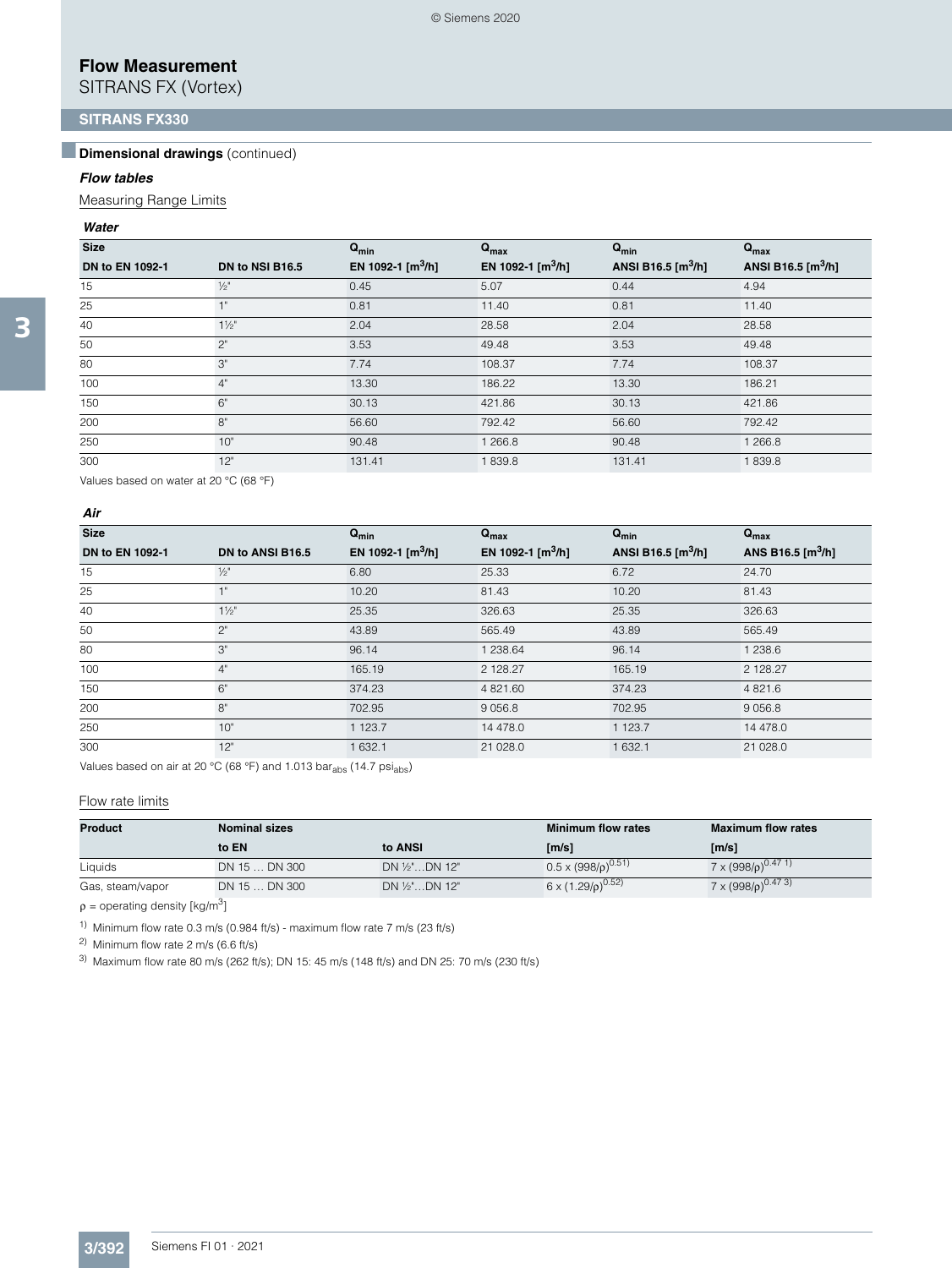# Flow Measurement

SITRANS FX (Vortex)

## SITRANS FX330

### Dimensional drawings (continued)

***Flow tables***

Measuring Range Limits

***Water***

| Size | | $Q_{min}$ | $Q_{max}$ | $Q_{min}$ | $Q_{max}$ |
|---|---|---|---|---|---|
| **DN to EN 1092-1** | **DN to NSI B16.5** | **EN 1092-1 [m³/h]** | **EN 1092-1 [m³/h]** | **ANSI B16.5 [m³/h]** | **ANSI B16.5 [m³/h]** |
| 15 | ½" | 0.45 | 5.07 | 0.44 | 4.94 |
| 25 | 1" | 0.81 | 11.40 | 0.81 | 11.40 |
| 40 | 1½" | 2.04 | 28.58 | 2.04 | 28.58 |
| 50 | 2" | 3.53 | 49.48 | 3.53 | 49.48 |
| 80 | 3" | 7.74 | 108.37 | 7.74 | 108.37 |
| 100 | 4" | 13.30 | 186.22 | 13.30 | 186.21 |
| 150 | 6" | 30.13 | 421.86 | 30.13 | 421.86 |
| 200 | 8" | 56.60 | 792.42 | 56.60 | 792.42 |
| 250 | 10" | 90.48 | 1 266.8 | 90.48 | 1 266.8 |
| 300 | 12" | 131.41 | 1 839.8 | 131.41 | 1 839.8 |

Values based on water at 20 °C (68 °F)

***Air***

| Size | | $Q_{min}$ | $Q_{max}$ | $Q_{min}$ | $Q_{max}$ |
|---|---|---|---|---|---|
| **DN to EN 1092-1** | **DN to ANSI B16.5** | **EN 1092-1 [m³/h]** | **EN 1092-1 [m³/h]** | **ANSI B16.5 [m³/h]** | **ANS B16.5 [m³/h]** |
| 15 | ½" | 6.80 | 25.33 | 6.72 | 24.70 |
| 25 | 1" | 10.20 | 81.43 | 10.20 | 81.43 |
| 40 | 1½" | 25.35 | 326.63 | 25.35 | 326.63 |
| 50 | 2" | 43.89 | 565.49 | 43.89 | 565.49 |
| 80 | 3" | 96.14 | 1 238.64 | 96.14 | 1 238.6 |
| 100 | 4" | 165.19 | 2 128.27 | 165.19 | 2 128.27 |
| 150 | 6" | 374.23 | 4 821.60 | 374.23 | 4 821.6 |
| 200 | 8" | 702.95 | 9 056.8 | 702.95 | 9 056.8 |
| 250 | 10" | 1 123.7 | 14 478.0 | 1 123.7 | 14 478.0 |
| 300 | 12" | 1 632.1 | 21 028.0 | 1 632.1 | 21 028.0 |

Values based on air at 20 °C (68 °F) and 1.013 $bar_{abs}$ (14.7 $psi_{abs}$)

Flow rate limits

| Product | Nominal sizes | | Minimum flow rates | Maximum flow rates |
|---|---|---|---|---|
| | **to EN** | **to ANSI** | **[m/s]** | **[m/s]** |
| Liquids | DN 15 … DN 300 | DN ½"…DN 12" | $0.5 \times (998/\rho)^{0.51}$ [1] | $7 \times (998/\rho)^{0.47}$ [1] |
| Gas, steam/vapor | DN 15 … DN 300 | DN ½"…DN 12" | $6 \times (1.29/\rho)^{0.5}$ [2] | $7 \times (998/\rho)^{0.47}$ [3] |

$\rho$ = operating density [kg/m³]

[1] Minimum flow rate 0.3 m/s (0.984 ft/s) - maximum flow rate 7 m/s (23 ft/s)

[2] Minimum flow rate 2 m/s (6.6 ft/s)

[3] Maximum flow rate 80 m/s (262 ft/s); DN 15: 45 m/s (148 ft/s) and DN 25: 70 m/s (230 ft/s)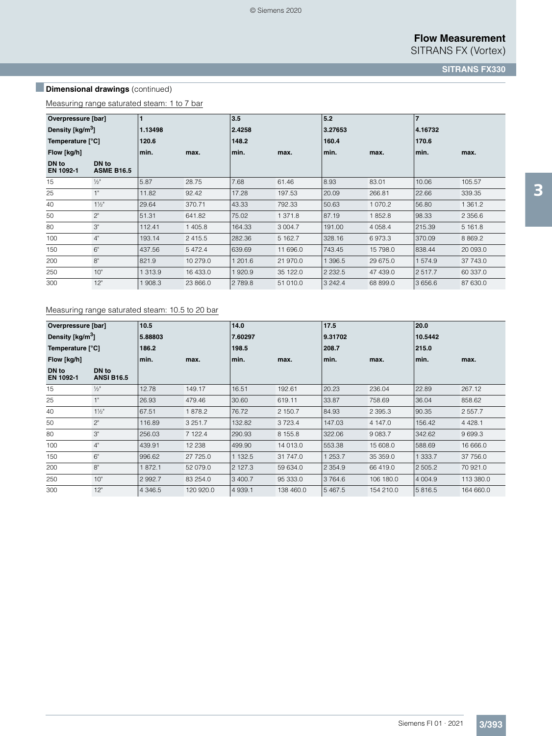## Dimensional drawings (continued)

Measuring range saturated steam: 1 to 7 bar

| Overpressure [bar] | | 1 | | 3.5 | | 5.2 | | 7 | |
|---|---|---|---|---|---|---|---|---|---|
| Density [kg/m³] | | 1.13498 | | 2.4258 | | 3.27653 | | 4.16732 | |
| Temperature [°C] | | 120.6 | | 148.2 | | 160.4 | | 170.6 | |
| Flow [kg/h] | | min. | max. | min. | max. | min. | max. | min. | max. |
| DN to EN 1092-1 | DN to ASME B16.5 | | | | | | | | |
| 15 | ½" | 5.87 | 28.75 | 7.68 | 61.46 | 8.93 | 83.01 | 10.06 | 105.57 |
| 25 | 1" | 11.82 | 92.42 | 17.28 | 197.53 | 20.09 | 266.81 | 22.66 | 339.35 |
| 40 | 1½" | 29.64 | 370.71 | 43.33 | 792.33 | 50.63 | 1 070.2 | 56.80 | 1 361.2 |
| 50 | 2" | 51.31 | 641.82 | 75.02 | 1 371.8 | 87.19 | 1 852.8 | 98.33 | 2 356.6 |
| 80 | 3" | 112.41 | 1 405.8 | 164.33 | 3 004.7 | 191.00 | 4 058.4 | 215.39 | 5 161.8 |
| 100 | 4" | 193.14 | 2 415.5 | 282.36 | 5 162.7 | 328.16 | 6 973.3 | 370.09 | 8 869.2 |
| 150 | 6" | 437.56 | 5 472.4 | 639.69 | 11 696.0 | 743.45 | 15 798.0 | 838.44 | 20 093.0 |
| 200 | 8" | 821.9 | 10 279.0 | 1 201.6 | 21 970.0 | 1 396.5 | 29 675.0 | 1 574.9 | 37 743.0 |
| 250 | 10" | 1 313.9 | 16 433.0 | 1 920.9 | 35 122.0 | 2 232.5 | 47 439.0 | 2 517.7 | 60 337.0 |
| 300 | 12" | 1 908.3 | 23 866.0 | 2 789.8 | 51 010.0 | 3 242.4 | 68 899.0 | 3 656.6 | 87 630.0 |

Measuring range saturated steam: 10.5 to 20 bar

| Overpressure [bar] | | 10.5 | | 14.0 | | 17.5 | | 20.0 | |
|---|---|---|---|---|---|---|---|---|---|
| Density [kg/m³] | | 5.88803 | | 7.60297 | | 9.31702 | | 10.5442 | |
| Temperature [°C] | | 186.2 | | 198.5 | | 208.7 | | 215.0 | |
| Flow [kg/h] | | min. | max. | min. | max. | min. | max. | min. | max. |
| DN to EN 1092-1 | DN to ANSI B16.5 | | | | | | | | |
| 15 | ½" | 12.78 | 149.17 | 16.51 | 192.61 | 20.23 | 236.04 | 22.89 | 267.12 |
| 25 | 1" | 26.93 | 479.46 | 30.60 | 619.11 | 33.87 | 758.69 | 36.04 | 858.62 |
| 40 | 1½" | 67.51 | 1 878.2 | 76.72 | 2 150.7 | 84.93 | 2 395.3 | 90.35 | 2 557.7 |
| 50 | 2" | 116.89 | 3 251.7 | 132.82 | 3 723.4 | 147.03 | 4 147.0 | 156.42 | 4 428.1 |
| 80 | 3" | 256.03 | 7 122.4 | 290.93 | 8 155.8 | 322.06 | 9 083.7 | 342.62 | 9 699.3 |
| 100 | 4" | 439.91 | 12 238 | 499.90 | 14 013.0 | 553.38 | 15 608.0 | 588.69 | 16 666.0 |
| 150 | 6" | 996.62 | 27 725.0 | 1 132.5 | 31 747.0 | 1 253.7 | 35 359.0 | 1 333.7 | 37 756.0 |
| 200 | 8" | 1 872.1 | 52 079.0 | 2 127.3 | 59 634.0 | 2 354.9 | 66 419.0 | 2 505.2 | 70 921.0 |
| 250 | 10" | 2 992.7 | 83 254.0 | 3 400.7 | 95 333.0 | 3 764.6 | 106 180.0 | 4 004.9 | 113 380.0 |
| 300 | 12" | 4 346.5 | 120 920.0 | 4 939.1 | 138 460.0 | 5 467.5 | 154 210.0 | 5 816.5 | 164 660.0 |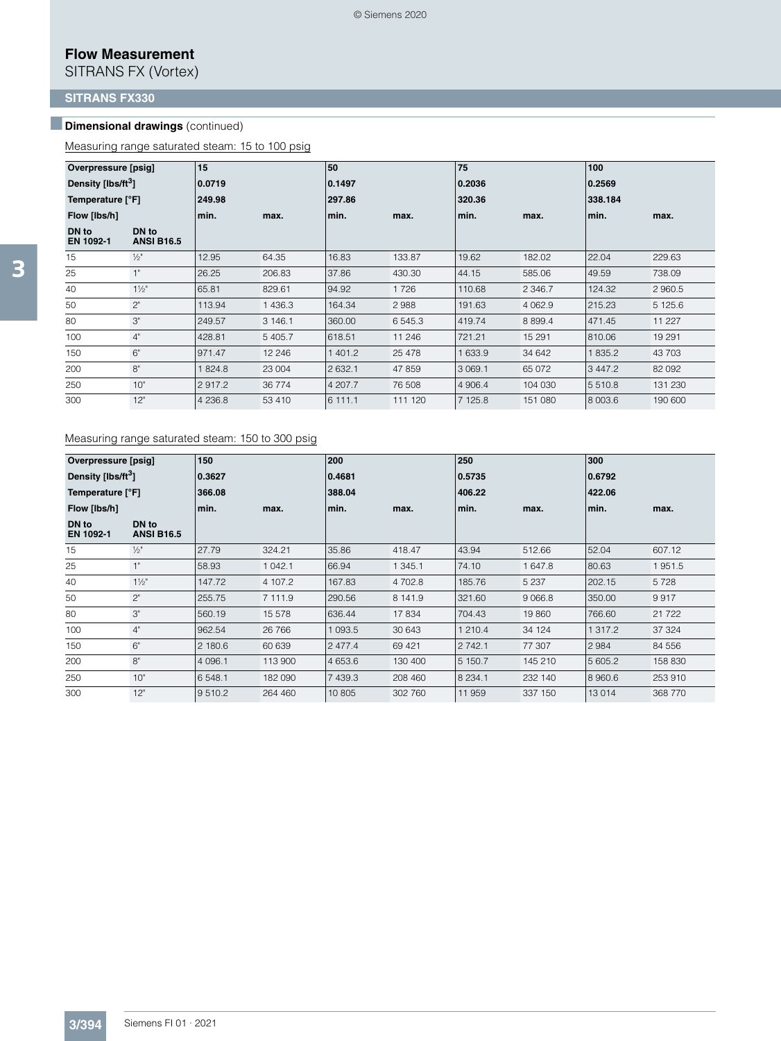# Flow Measurement

SITRANS FX (Vortex)

## SITRANS FX330

### Dimensional drawings (continued)

Measuring range saturated steam: 15 to 100 psig

| Overpressure [psig] | | 15 | | 50 | | 75 | | 100 | |
|---|---|---|---|---|---|---|---|---|---|
| Density [lbs/ft$^3$] | | 0.0719 | | 0.1497 | | 0.2036 | | 0.2569 | |
| Temperature [°F] | | 249.98 | | 297.86 | | 320.36 | | 338.184 | |
| Flow [lbs/h] | | min. | max. | min. | max. | min. | max. | min. | max. |
| DN to EN 1092-1 | DN to ANSI B16.5 | | | | | | | | |
| 15 | ½" | 12.95 | 64.35 | 16.83 | 133.87 | 19.62 | 182.02 | 22.04 | 229.63 |
| 25 | 1" | 26.25 | 206.83 | 37.86 | 430.30 | 44.15 | 585.06 | 49.59 | 738.09 |
| 40 | 1½" | 65.81 | 829.61 | 94.92 | 1 726 | 110.68 | 2 346.7 | 124.32 | 2 960.5 |
| 50 | 2" | 113.94 | 1 436.3 | 164.34 | 2 988 | 191.63 | 4 062.9 | 215.23 | 5 125.6 |
| 80 | 3" | 249.57 | 3 146.1 | 360.00 | 6 545.3 | 419.74 | 8 899.4 | 471.45 | 11 227 |
| 100 | 4" | 428.81 | 5 405.7 | 618.51 | 11 246 | 721.21 | 15 291 | 810.06 | 19 291 |
| 150 | 6" | 971.47 | 12 246 | 1 401.2 | 25 478 | 1 633.9 | 34 642 | 1 835.2 | 43 703 |
| 200 | 8" | 1 824.8 | 23 004 | 2 632.1 | 47 859 | 3 069.1 | 65 072 | 3 447.2 | 82 092 |
| 250 | 10" | 2 917.2 | 36 774 | 4 207.7 | 76 508 | 4 906.4 | 104 030 | 5 510.8 | 131 230 |
| 300 | 12" | 4 236.8 | 53 410 | 6 111.1 | 111 120 | 7 125.8 | 151 080 | 8 003.6 | 190 600 |

Measuring range saturated steam: 150 to 300 psig

| Overpressure [psig] | | 150 | | 200 | | 250 | | 300 | |
|---|---|---|---|---|---|---|---|---|---|
| Density [lbs/ft$^3$] | | 0.3627 | | 0.4681 | | 0.5735 | | 0.6792 | |
| Temperature [°F] | | 366.08 | | 388.04 | | 406.22 | | 422.06 | |
| Flow [lbs/h] | | min. | max. | min. | max. | min. | max. | min. | max. |
| DN to EN 1092-1 | DN to ANSI B16.5 | | | | | | | | |
| 15 | ½" | 27.79 | 324.21 | 35.86 | 418.47 | 43.94 | 512.66 | 52.04 | 607.12 |
| 25 | 1" | 58.93 | 1 042.1 | 66.94 | 1 345.1 | 74.10 | 1 647.8 | 80.63 | 1 951.5 |
| 40 | 1½" | 147.72 | 4 107.2 | 167.83 | 4 702.8 | 185.76 | 5 237 | 202.15 | 5 728 |
| 50 | 2" | 255.75 | 7 111.9 | 290.56 | 8 141.9 | 321.60 | 9 066.8 | 350.00 | 9 917 |
| 80 | 3" | 560.19 | 15 578 | 636.44 | 17 834 | 704.43 | 19 860 | 766.60 | 21 722 |
| 100 | 4" | 962.54 | 26 766 | 1 093.5 | 30 643 | 1 210.4 | 34 124 | 1 317.2 | 37 324 |
| 150 | 6" | 2 180.6 | 60 639 | 2 477.4 | 69 421 | 2 742.1 | 77 307 | 2 984 | 84 556 |
| 200 | 8" | 4 096.1 | 113 900 | 4 653.6 | 130 400 | 5 150.7 | 145 210 | 5 605.2 | 158 830 |
| 250 | 10" | 6 548.1 | 182 090 | 7 439.3 | 208 460 | 8 234.1 | 232 140 | 8 960.6 | 253 910 |
| 300 | 12" | 9 510.2 | 264 460 | 10 805 | 302 760 | 11 959 | 337 150 | 13 014 | 368 770 |